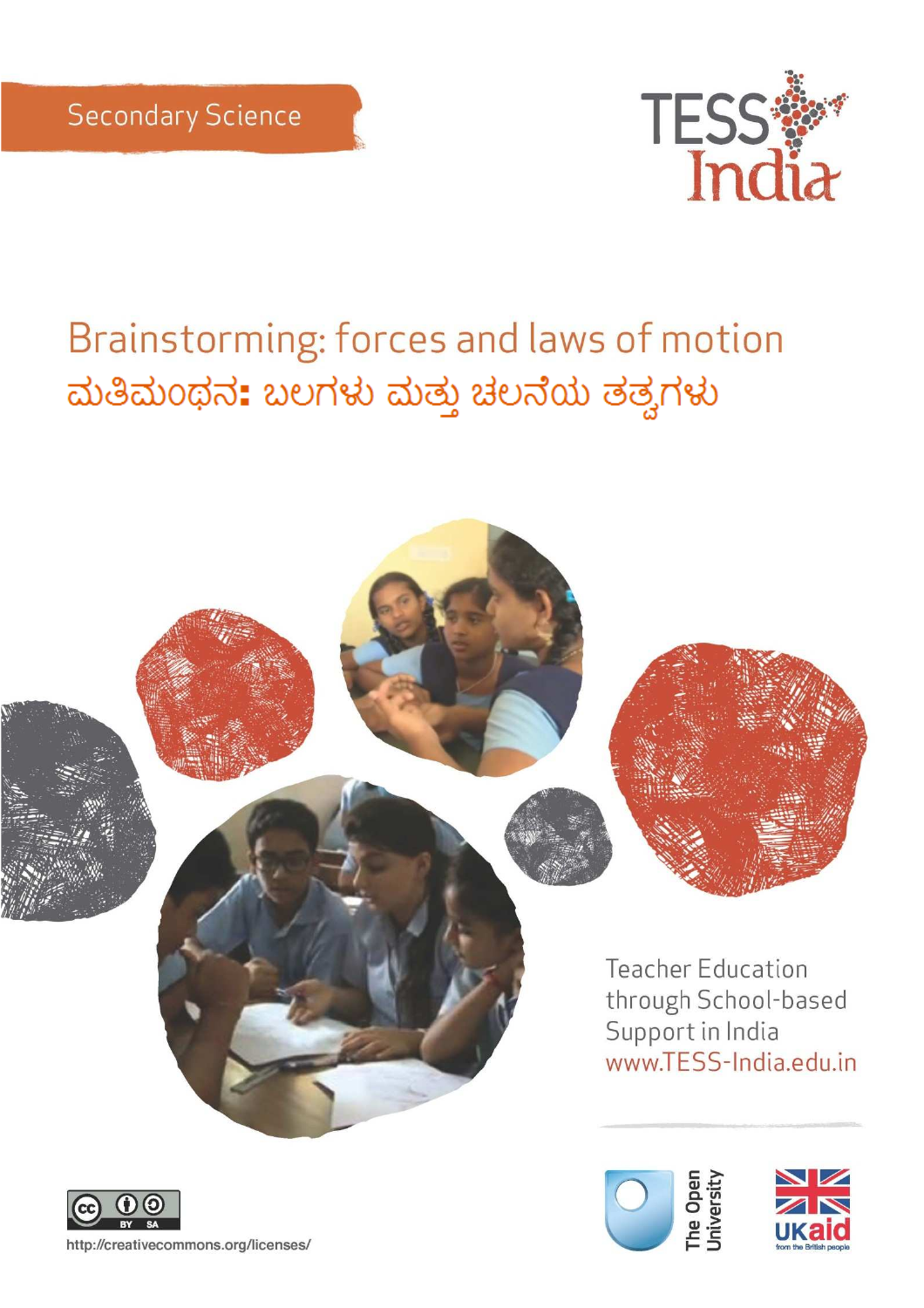Secondary Science

TESS India

# Brainstorming: forces and laws of motion

# ಮತಿಮಂಥನ: ಬಲಗಳು ಮತ್ತು ಚಲನೆಯ ತತ್ವಗಳು

Teacher Education through School-based Support in India
www.TESS-India.edu.in

http://creativecommons.org/licenses/

The Open University

UKaid from the British people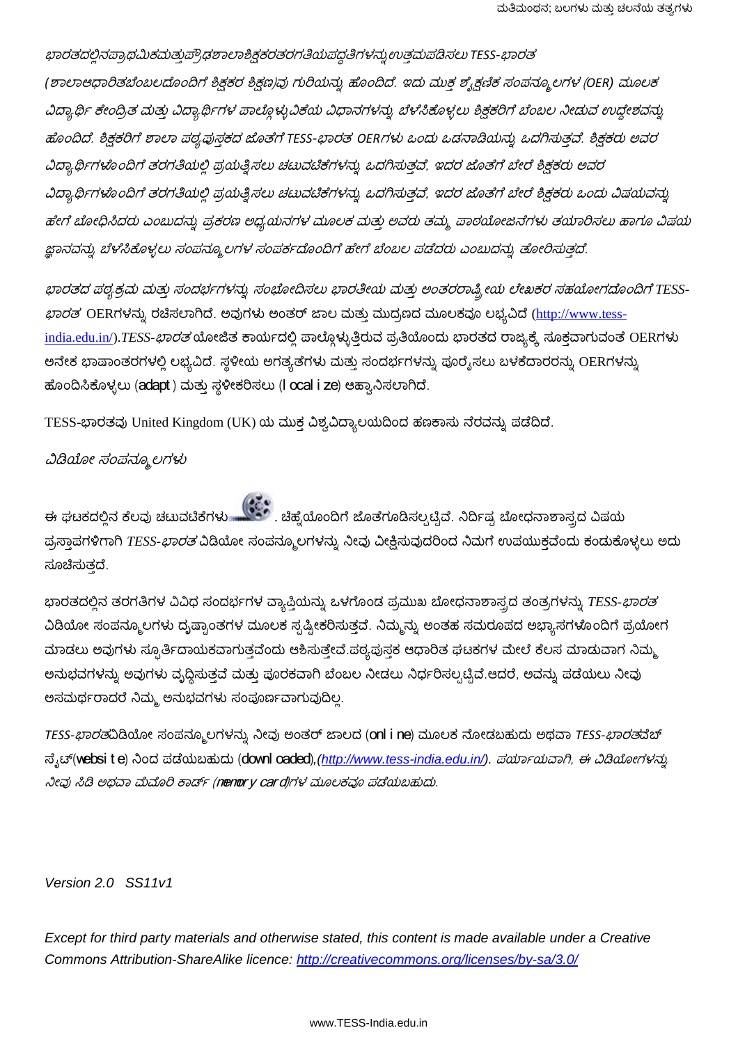*ಭಾರತದಲ್ಲಿನಪ್ರಾಥಮಿಕಮತ್ತುಪ್ರೌಢಶಾಲಾಶಿಕ್ಷಕರತರಗತಿಯಪದ್ಧತಿಗಳನ್ನುಉತ್ತಮಪಡಿಸಲು TESS-ಭಾರತ (ಶಾಲಾಆಧಾರಿತಬೆಂಬಲದೊಂದಿಗೆ ಶಿಕ್ಷಕರ ಶಿಕ್ಷಣ)ವು ಗುರಿಯನ್ನು ಹೊಂದಿದೆ. ಇದು ಮುಕ್ತ ಶೈಕ್ಷಣಿಕ ಸಂಪನ್ಮೂಲಗಳ (OER) ಮೂಲಕ ವಿದ್ಯಾರ್ಥಿ ಕೇಂದ್ರಿತ ಮತ್ತು ವಿದ್ಯಾರ್ಥಿಗಳ ಪಾಲ್ಗೊಳ್ಳುವಿಕೆಯ ವಿಧಾನಗಳನ್ನು ಬೆಳೆಸಿಕೊಳ್ಳಲು ಶಿಕ್ಷಕರಿಗೆ ಬೆಂಬಲ ನೀಡುವ ಉದ್ದೇಶವನ್ನು ಹೊಂದಿದೆ. ಶಿಕ್ಷಕರಿಗೆ ಶಾಲಾ ಪಠ್ಯಪುಸ್ತಕದ ಜೊತೆಗೆ TESS-ಭಾರತ OERಗಳು ಒಂದು ಒಡನಾಡಿಯನ್ನು ಒದಗಿಸುತ್ತವೆ. ಶಿಕ್ಷಕರು ಅವರ ವಿದ್ಯಾರ್ಥಿಗಳೊಂದಿಗೆ ತರಗತಿಯಲ್ಲಿ ಪ್ರಯತ್ನಿಸಲು ಚಟುವಟಿಕೆಗಳನ್ನು ಒದಗಿಸುತ್ತವೆ, ಇದರ ಜೊತೆಗೆ ಬೇರೆ ಶಿಕ್ಷಕರು ಅವರ ವಿದ್ಯಾರ್ಥಿಗಳೊಂದಿಗೆ ತರಗತಿಯಲ್ಲಿ ಪ್ರಯತ್ನಿಸಲು ಚಟುವಟಿಕೆಗಳನ್ನು ಒದಗಿಸುತ್ತವೆ, ಇದರ ಜೊತೆಗೆ ಬೇರೆ ಶಿಕ್ಷಕರು ಒಂದು ವಿಷಯವನ್ನು ಹೇಗೆ ಬೋಧಿಸಿದರು ಎಂಬುದನ್ನು ಪ್ರಕರಣ ಅಧ್ಯಯನಗಳ ಮೂಲಕ ಮತ್ತು ಅವರು ತಮ್ಮ ಪಾಠಯೋಜನೆಗಳು ತಯಾರಿಸಲು ಹಾಗೂ ವಿಷಯ ಜ್ಞಾನವನ್ನು ಬೆಳೆಸಿಕೊಳ್ಳಲು ಸಂಪನ್ಮೂಲಗಳ ಸಂಪರ್ಕದೊಂದಿಗೆ ಹೇಗೆ ಬೆಂಬಲ ಪಡೆದರು ಎಂಬುದನ್ನು ತೋರಿಸುತ್ತದೆ.*

*ಭಾರತದ ಪಠ್ಯಕ್ರಮ ಮತ್ತು ಸಂದರ್ಭಗಳನ್ನು ಸಂಭೋದಿಸಲು ಭಾರತೀಯ ಮತ್ತು ಅಂತರರಾಷ್ಟ್ರೀಯ ಲೇಖಕರ ಸಹಯೋಗದೊಂದಿಗೆ TESS-ಭಾರತ* OERಗಳನ್ನು ರಚಿಸಲಾಗಿದೆ. ಅವುಗಳು ಅಂತರ್ ಜಾಲ ಮತ್ತು ಮುದ್ರಣದ ಮೂಲಕವೂ ಲಭ್ಯವಿದೆ (http://www.tess-india.edu.in/).*TESS-ಭಾರತ* ಯೋಜಿತ ಕಾರ್ಯದಲ್ಲಿ ಪಾಲ್ಗೊಳ್ಳುತ್ತಿರುವ ಪ್ರತಿಯೊಂದು ಭಾರತದ ರಾಜ್ಯಕ್ಕೆ ಸೂಕ್ತವಾಗುವಂತೆ OERಗಳು ಅನೇಕ ಭಾಷಾಂತರಗಳಲ್ಲಿ ಲಭ್ಯವಿದೆ. ಸ್ಥಳೀಯ ಅಗತ್ಯತೆಗಳು ಮತ್ತು ಸಂದರ್ಭಗಳನ್ನು ಪೂರೈಸಲು ಬಳಕೆದಾರರನ್ನು, OERಗಳನ್ನು ಹೊಂದಿಸಿಕೊಳ್ಳಲು (adapt) ಮತ್ತು ಸ್ಥಳೀಕರಿಸಲು (localize) ಆಹ್ವಾನಿಸಲಾಗಿದೆ.

TESS-ಭಾರತವು United Kingdom (UK) ಯ ಮುಕ್ತ ವಿಶ್ವವಿದ್ಯಾಲಯದಿಂದ ಹಣಕಾಸು ನೆರವನ್ನು ಪಡೆದಿದೆ.

*ವಿಡಿಯೋ ಸಂಪನ್ಮೂಲಗಳು*

ಈ ಘಟಕದಲ್ಲಿನ ಕೆಲವು ಚಟುವಟಿಕೆಗಳು . ಚಿಹ್ನೆಯೊಂದಿಗೆ ಜೊತೆಗೂಡಿಸಲ್ಪಟ್ಟಿವೆ. ನಿರ್ದಿಷ್ಟ ಬೋಧನಾಶಾಸ್ತ್ರದ ವಿಷಯ ಪ್ರಸ್ತಾಪಗಳಿಗಾಗಿ *TESS-ಭಾರತ* ವಿಡಿಯೋ ಸಂಪನ್ಮೂಲಗಳನ್ನು ನೀವು ವೀಕ್ಷಿಸುವುದರಿಂದ ನಿಮಗೆ ಉಪಯುಕ್ತವೆಂದು ಕಂಡುಕೊಳ್ಳಲು ಅದು ಸೂಚಿಸುತ್ತದೆ.

ಭಾರತದಲ್ಲಿನ ತರಗತಿಗಳ ವಿವಿಧ ಸಂದರ್ಭಗಳ ವ್ಯಾಪ್ತಿಯನ್ನು ಒಳಗೊಂಡ ಪ್ರಮುಖ ಬೋಧನಾಶಾಸ್ತ್ರದ ತಂತ್ರಗಳನ್ನು *TESS-ಭಾರತ* ವಿಡಿಯೋ ಸಂಪನ್ಮೂಲಗಳು ದೃಷ್ಟಾಂತಗಳ ಮೂಲಕ ಸ್ಪಷ್ಟೀಕರಿಸುತ್ತವೆ. ನಿಮ್ಮನ್ನು ಅಂತಹ ಸಮರೂಪದ ಅಭ್ಯಾಸಗಳೊಂದಿಗೆ ಪ್ರಯೋಗ ಮಾಡಲು ಅವುಗಳು ಸ್ಫೂರ್ತಿದಾಯಕವಾಗುತ್ತವೆಂದು ಆಶಿಸುತ್ತೇವೆ.ಪಠ್ಯಪುಸ್ತಕ ಆಧಾರಿತ ಘಟಕಗಳ ಮೇಲೆ ಕೆಲಸ ಮಾಡುವಾಗ ನಿಮ್ಮ ಅನುಭವಗಳನ್ನು ಅವುಗಳು ವೃದ್ಧಿಸುತ್ತವೆ ಮತ್ತು ಪೂರಕವಾಗಿ ಬೆಂಬಲ ನೀಡಲು ನಿರ್ಧರಿಸಲ್ಪಟ್ಟಿವೆ.ಆದರೆ, ಅವನ್ನು ಪಡೆಯಲು ನೀವು ಅಸಮರ್ಥರಾದರೆ ನಿಮ್ಮ ಅನುಭವಗಳು ಸಂಪೂರ್ಣವಾಗುವುದಿಲ್ಲ.

*TESS-ಭಾರತ*ವಿಡಿಯೋ ಸಂಪನ್ಮೂಲಗಳನ್ನು ನೀವು ಅಂತರ್ ಜಾಲದ (online) ಮೂಲಕ ನೋಡಬಹುದು ಅಥವಾ *TESS-ಭಾರತ*ವೆಬ್ ಸೈಟ್(website) ನಿಂದ ಪಡೆಯಬಹುದು (downloaded),*(http://www.tess-india.edu.in/). ಪರ್ಯಾಯವಾಗಿ, ಈ ವಿಡಿಯೋಗಳನ್ನು ನೀವು ಸಿಡಿ ಅಥವಾ ಮೆಮೊರಿ ಕಾರ್ಡ್ (memory card)ಗಳ ಮೂಲಕವೂ ಪಡೆಯಬಹುದು.*

*Version 2.0 SS11v1*

*Except for third party materials and otherwise stated, this content is made available under a Creative Commons Attribution-ShareAlike licence: http://creativecommons.org/licenses/by-sa/3.0/*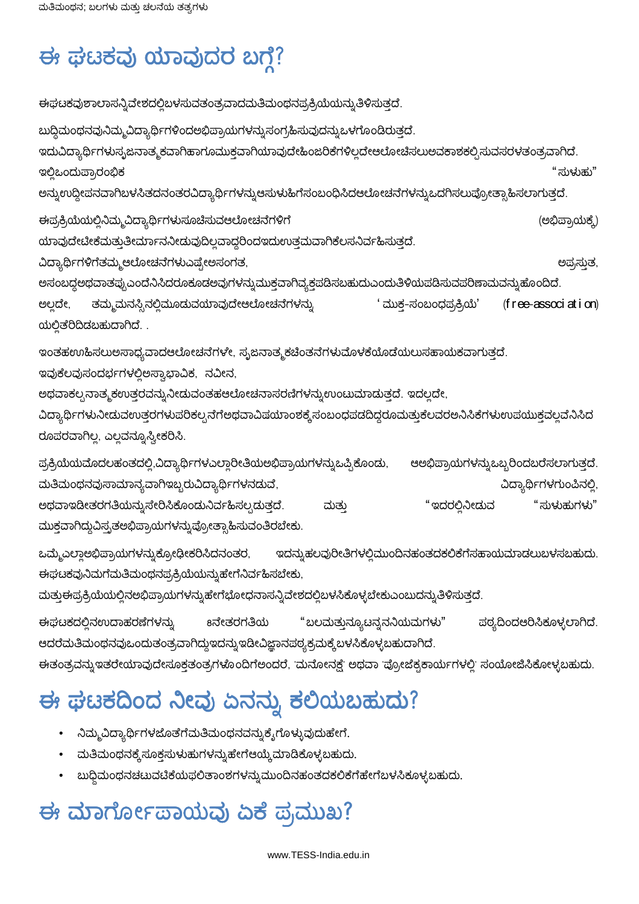# ಈ ಘಟಕವು ಯಾವುದರ ಬಗ್ಗೆ?

ಈಘಟಕವುಶಾಲಾಸನ್ನಿವೇಶದಲ್ಲಿಬಳಸುವತಂತ್ರವಾದಮತಿಮಂಥನಪ್ರಕ್ರಿಯೆಯನ್ನುತಿಳಿಸುತ್ತದೆ.

ಬುದ್ಧಿಮಂಥನವುನಿಮ್ಮವಿದ್ಯಾರ್ಥಿಗಳಿಂದಅಭಿಪ್ರಾಯಗಳನ್ನುಸಂಗ್ರಹಿಸುವುದನ್ನುಒಳಗೊಂಡಿರುತ್ತದೆ. ಇದುವಿದ್ಯಾರ್ಥಿಗಳುಸೃಜನಾತ್ಮಕವಾಗಿಹಾಗೂಮುಕ್ತವಾಗಿಯಾವುದೇಹಿಂಜರಿಕೆಗಳಿಲ್ಲದೇಆಲೋಚಿಸಲುಅವಕಾಶಕಲ್ಪಿಸುವಸರಳತಂತ್ರವಾಗಿದೆ. ಇಲ್ಲಿಒಂದುಪ್ರಾರಂಭಿಕ "ಸುಳುಹು" ಅನ್ನುಉದ್ದೀಪನವಾಗಿಬಳಸಿತದನಂತರವಿದ್ಯಾರ್ಥಿಗಳನ್ನುಆಸುಳುಹಿಗೆಸಂಬಂಧಿಸಿದಆಲೋಚನೆಗಳನ್ನುಒದಗಿಸಲುಪ್ರೋತ್ಸಾಹಿಸಲಾಗುತ್ತದೆ.

ಈಪ್ರಕ್ರಿಯೆಯಲ್ಲಿನಿಮ್ಮವಿದ್ಯಾರ್ಥಿಗಳುಸೂಚಿಸುವಆಲೋಚನೆಗಳಿಗೆ (ಅಭಿಪ್ರಾಯಕ್ಕೆ) ಯಾವುದೇಟೀಕೆಮತ್ತುತೀರ್ಮಾನನೀಡುವುದಿಲ್ಲವಾದ್ದರಿಂದಇದುಉತ್ತಮವಾಗಿಕೆಲಸನಿರ್ವಹಿಸುತ್ತದೆ. ವಿದ್ಯಾರ್ಥಿಗಳಿಗೆತಮ್ಮಆಲೋಚನೆಗಳುಎಷ್ಟೇಅಸಂಗತ, ಅಪ್ರಸ್ತುತ, ಅಸಂಬದ್ಧಅಥವಾತಪ್ಪುಎಂದೆನಿಸಿದರೂಕೂಡಅವುಗಳನ್ನುಮುಕ್ತವಾಗಿವ್ಯಕ್ತಪಡಿಸಬಹುದುಎಂದುತಿಳಿಯಪಡಿಸುವಪರಿಣಾಮವನ್ನುಹೊಂದಿದೆ. ಅಲ್ಲದೇ, ತಮ್ಮಮನಸ್ಸಿನಲ್ಲಿಮೂಡುವಯಾವುದೇಆಲೋಚನೆಗಳನ್ನು 'ಮುಕ್ತ-ಸಂಬಂಧಪ್ರಕ್ರಿಯೆ' (free-association) ಯಲ್ಲಿತೆರೆದಿಡಬಹುದಾಗಿದೆ. .

ಇಂತಹಊಹಿಸಲುಅಸಾಧ್ಯವಾದಆಲೋಚನೆಗಳೇ, ಸೃಜನಾತ್ಮಕಚಿಂತನೆಗಳುಮೊಳಕೆಯೊಡೆಯಲುಸಹಾಯಕವಾಗುತ್ತದೆ. ಇವುಕೆಲವುಸಂದರ್ಭಗಳಲ್ಲಿಅಸ್ವಾಭಾವಿಕ, ನವೀನ, ಅಥವಾಕಲ್ಪನಾತ್ಮಕಉತ್ತರವನ್ನುನೀಡುವಂತಹಆಲೋಚನಾಸರಣಿಗಳನ್ನುಉಂಟುಮಾಡುತ್ತದೆ. ಇದಲ್ಲದೇ, ವಿದ್ಯಾರ್ಥಿಗಳುನೀಡುವಉತ್ತರಗಳುಪರಿಕಲ್ಪನೆಗೆಅಥವಾವಿಷಯಾಂಶಕ್ಕೆಸಂಬಂಧಪಡದಿದ್ದರೂಮತ್ತುಕೆಲವರಅನಿಸಿಕೆಗಳುಉಪಯುಕ್ತವಲ್ಲವೆನಿಸಿದ ರೂಪದರವಾಗಿಲ್ಲ, ಎಲ್ಲವನ್ನೂಸ್ವೀಕರಿಸಿ.

ಪ್ರಕ್ರಿಯೆಯಮೊದಲಹಂತದಲ್ಲಿ,ವಿದ್ಯಾರ್ಥಿಗಳಎಲ್ಲಾರೀತಿಯಅಭಿಪ್ರಾಯಗಳನ್ನುಒಪ್ಪಿಕೊಂಡು, ಆಅಭಿಪ್ರಾಯಗಳನ್ನುಒಬ್ಬರಿಂದಬರೆಸಲಾಗುತ್ತದೆ. ಮತಿಮಂಥನವುಸಾಮಾನ್ಯವಾಗಿಇಬ್ಬರುವಿದ್ಯಾರ್ಥಿಗಳನಡುವೆ, ವಿದ್ಯಾರ್ಥಿಗಳಗುಂಪಿನಲ್ಲಿ, ಅಥವಾಇಡೀತರಗತಿಯನ್ನುಸೇರಿಸಿಕೊಂಡುನಿರ್ವಹಿಸಲ್ಪಡುತ್ತದೆ. ಮತ್ತು "ಇದರಲ್ಲಿನೀಡುವ "ಸುಳುಹುಗಳು" ಮುಕ್ತವಾಗಿದ್ದುವಿಸ್ತೃತಅಭಿಪ್ರಾಯಗಳನ್ನುಪ್ರೋತ್ಸಾಹಿಸುವಂತಿರಬೇಕು.

ಒಮ್ಮೆಎಲ್ಲಾಅಭಿಪ್ರಾಯಗಳನ್ನುಕ್ರೋಢೀಕರಿಸಿದನಂತರ, ಇದನ್ನುಹಲವುರೀತಿಗಳಲ್ಲಿಮುಂದಿನಹಂತದಕಲಿಕೆಗೆಸಹಾಯಮಾಡಲುಬಳಸಬಹುದು. ಈಘಟಕವುನಿಮಗೆಮತಿಮಂಥನಪ್ರಕ್ರಿಯೆಯನ್ನುಹೇಗೆನಿರ್ವಹಿಸಬೇಕು, ಮತ್ತುಈಪ್ರಕ್ರಿಯೆಯಲ್ಲಿನಅಭಿಪ್ರಾಯಗಳನ್ನುಹೇಗೆಬೋಧನಾಸನ್ನಿವೇಶದಲ್ಲಿಬಳಸಿಕೊಳ್ಳಬೇಕುಎಂಬುದನ್ನುತಿಳಿಸುತ್ತದೆ.

ಈಘಟಕದಲ್ಲಿನಉದಾಹರಣೆಗಳನ್ನು 8ನೇತರಗತಿಯ "ಬಲಮತ್ತುನ್ಯೂಟನ್ನನನಿಯಮಗಳು" ಪಠ್ಯದಿಂದಆರಿಸಿಕೊಳ್ಳಲಾಗಿದೆ. ಆದರೆಮತಿಮಂಥನವುಒಂದುತಂತ್ರವಾಗಿದ್ದುಇದನ್ನುಇಡೀವಿಜ್ಞಾನಪಠ್ಯಕ್ರಮಕ್ಕೆಬಳಸಿಕೊಳ್ಳಬಹುದಾಗಿದೆ. ಈತಂತ್ರವನ್ನುಇತರೇಯಾವುದೇಸೂಕ್ತತಂತ್ರಗಳೊಂದಿಗೆಅಂದರೆ, 'ಮನೋನಕ್ಷೆ' ಅಥವಾ 'ಪ್ರೋಜೆಕ್ಟ್ಕಾರ್ಯಗಳಲ್ಲಿ' ಸಂಯೋಜಿಸಿಕೋಳ್ಳಬಹುದು.

# ಈ ಘಟಕದಿಂದ ನೀವು ಏನನ್ನು ಕಲಿಯಬಹುದು?

- ನಿಮ್ಮವಿದ್ಯಾರ್ಥಿಗಳಜೊತೆಗೆಮತಿಮಂಥನವನ್ನುಕೈಗೊಳ್ಳುವುದುಹೇಗೆ.
- ಮತಿಮಂಥನಕ್ಕೆಸೂಕ್ತಸುಳುಹುಗಳನ್ನುಹೇಗೆಆಯ್ಕೆಮಾಡಿಕೊಳ್ಳಬಹುದು.
- ಬುದ್ಧಿಮಂಥನಚಟುವಟಿಕೆಯಫಲಿತಾಂಶಗಳನ್ನುಮುಂದಿನಹಂತದಕಲಿಕೆಗೆಹೇಗೆಬಳಸಿಕೊಳ್ಳಬಹುದು.

# ಈ ಮಾರ್ಗೋಪಾಯವು ಏಕೆ ಪ್ರಮುಖ?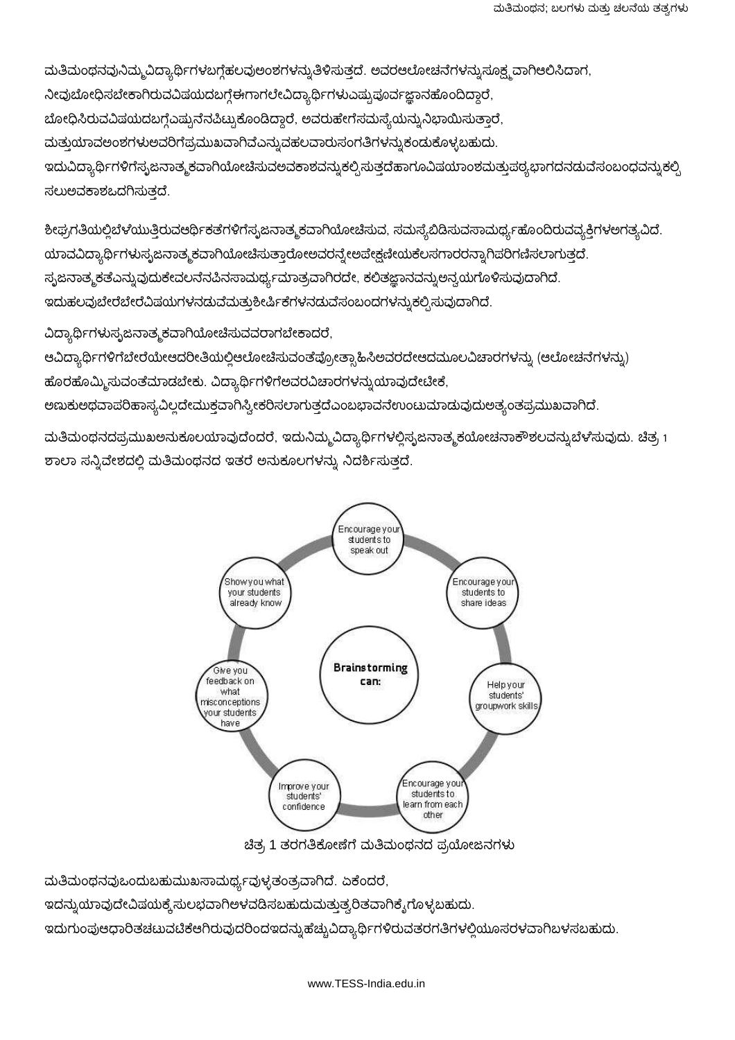ಮತಿಮಂಥನವುನಿಮ್ಮವಿದ್ಯಾರ್ಥಿಗಳಬಗ್ಗೆಹಲವುಅಂಶಗಳನ್ನುತಿಳಿಸುತ್ತದೆ. ಅವರಆಲೋಚನೆಗಳನ್ನುಸೂಕ್ಷ್ಮವಾಗಿಆಲಿಸಿದಾಗ, ನೀವುಬೋಧಿಸಬೇಕಾಗಿರುವವಿಷಯದಬಗ್ಗೆಈಗಾಗಲೇವಿದ್ಯಾರ್ಥಿಗಳುಎಷ್ಟುಪೂರ್ವಜ್ಞಾನಹೊಂದಿದ್ದಾರೆ, ಬೋಧಿಸಿರುವವಿಷಯದಬಗ್ಗೆಎಷ್ಟನ್ನನೆನಪಿಟ್ಟುಕೊಂಡಿದ್ದಾರೆ, ಅವರುಹೇಗೆಸಮಸ್ಯೆಯನ್ನುನಿಭಾಯಿಸುತ್ತಾರೆ, ಮತ್ತುಯಾವಅಂಶಗಳುಅವರಿಗೆಪ್ರಮುಖವಾಗಿವೆಎನ್ನುವಹಲವಾರುಸಂಗತಿಗಳನ್ನುಕಂಡುಕೊಳ್ಳಬಹುದು. ಇದುವಿದ್ಯಾರ್ಥಿಗಳಿಗೆಸೃಜನಾತ್ಮಕವಾಗಿಯೋಚಿಸುವಅವಕಾಶವನ್ನುಕಲ್ಪಿಸುತ್ತದೆಹಾಗೂವಿಷಯಾಂಶಮತ್ತುಪಠ್ಯಭಾಗದನಡುವೆಸಂಬಂಧವನ್ನುಕಲ್ಪಿಸಲುಅವಕಾಶಒದಗಿಸುತ್ತದೆ.

ಶೀಘ್ರಗತಿಯಲ್ಲಿಬೆಳೆಯುತ್ತಿರುವಆರ್ಥಿಕತೆಗಳಿಗೆಸೃಜನಾತ್ಮಕವಾಗಿಯೋಚಿಸುವ, ಸಮಸ್ಯೆಬಿಡಿಸುವಸಾಮರ್ಥ್ಯಹೊಂದಿರುವವ್ಯಕ್ತಿಗಳಅಗತ್ಯವಿದೆ. ಯಾವವಿದ್ಯಾರ್ಥಿಗಳುಸೃಜನಾತ್ಮಕವಾಗಿಯೋಚಿಸುತ್ತಾರೋಅವರನ್ನೇಅಪೇಕ್ಷಣೀಯಕೆಲಸಗಾರರನ್ನಾಗಿಪರಿಗಣಿಸಲಾಗುತ್ತದೆ. ಸೃಜನಾತ್ಮಕತೆಎನ್ನುವುದುಕೇವಲನೆನಪಿನಸಾಮರ್ಥ್ಯಮಾತ್ರವಾಗಿರದೇ, ಕಲಿತಜ್ಞಾನವನ್ನುಅನ್ವಯಗೊಳಿಸುವುದಾಗಿದೆ. ಇದುಹಲವುಬೇರೆಬೇರೆವಿಷಯಗಳನಡುವೆಮತ್ತುಶೀರ್ಷಿಕೆಗಳನಡುವೆಸಂಬಂದಗಳನ್ನುಕಲ್ಪಿಸುವುದಾಗಿದೆ.

ವಿದ್ಯಾರ್ಥಿಗಳುಸೃಜನಾತ್ಮಕವಾಗಿಯೋಚಿಸುವವರಾಗಬೇಕಾದರೆ, ಆವಿದ್ಯಾರ್ಥಿಗಳಿಗೆಬೇರೆಯೇಆದರೀತಿಯಲ್ಲಿಆಲೋಚಿಸುವಂತೆಪ್ರೋತ್ಸಾಹಿಸಿಅವರದೇಆದಮೂಲವಿಚಾರಗಳನ್ನು (ಆಲೋಚನೆಗಳನ್ನು) ಹೊರಹೊಮ್ಮಿಸುವಂತೆಮಾಡಬೇಕು. ವಿದ್ಯಾರ್ಥಿಗಳಿಗೆಅವರವಿಚಾರಗಳನ್ನುಯಾವುದೇಟೀಕೆ, ಅಣುಕುಅಥವಾಪರಿಹಾಸ್ಯವಿಲ್ಲದೇಮುಕ್ತವಾಗಿಸ್ವೀಕರಿಸಲಾಗುತ್ತದೆಎಂಬಭಾವನೆಉಂಟುಮಾಡುವುದುಅತ್ಯಂತಪ್ರಮುಖವಾಗಿದೆ.

ಮತಿಮಂಥನದಪ್ರಮುಖಅನುಕೂಲಯಾವುದೆಂದರೆ, ಇದುನಿಮ್ಮವಿದ್ಯಾರ್ಥಿಗಳಲ್ಲಿಸೃಜನಾತ್ಮಕಯೋಚನಾಕೌಶಲವನ್ನುಬೆಳೆಸುವುದು. ಚಿತ್ರ 1 ಶಾಲಾ ಸನ್ನಿವೇಶದಲ್ಲಿ ಮತಿಮಂಥನದ ಇತರೆ ಅನುಕೂಲಗಳನ್ನು ನಿದರ್ಶಿಸುತ್ತದೆ.

Brainstorming can:
Encourage your students to speak out
Encourage your students to share ideas
Help your students' groupwork skills
Encourage your students to learn from each other
Improve your students' confidence
Give you feedback on what misconceptions your students have
Show you what your students already know

ಚಿತ್ರ 1 ತರಗತಿಕೋಣೆಗೆ ಮತಿಮಂಥನದ ಪ್ರಯೋಜನಗಳು

ಮತಿಮಂಥನವುಒಂದುಬಹುಮುಖಸಾಮರ್ಥ್ಯವುಳ್ಳತಂತ್ರವಾಗಿದೆ. ಏಕೆಂದರೆ, ಇದನ್ನುಯಾವುದೇವಿಷಯಕ್ಕೆಸುಲಭವಾಗಿಅಳವಡಿಸಬಹುದುಮತ್ತುತ್ವರಿತವಾಗಿಕೈಗೊಳ್ಳಬಹುದು. ಇದುಗುಂಪುಆಧಾರಿತಚಟುವಟಿಕೆಆಗಿರುವುದರಿಂದಇದನ್ನುಹೆಚ್ಚುವಿದ್ಯಾರ್ಥಿಗಳಿರುವತರಗತಿಗಳಲ್ಲಿಯೂಸರಳವಾಗಿಬಳಸಬಹುದು.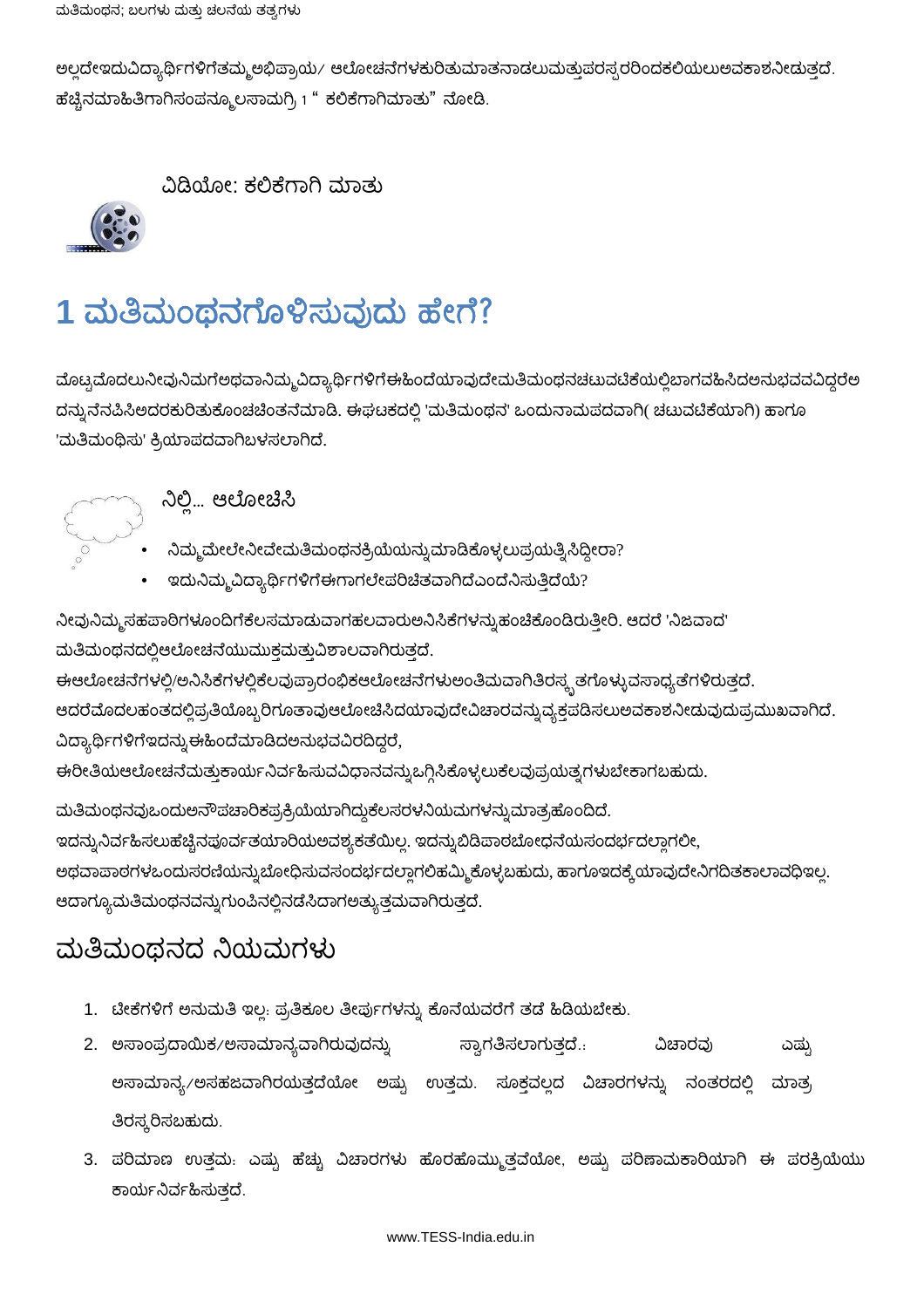ಅಲ್ಲದೇಇದುವಿದ್ಯಾರ್ಥಿಗಳಿಗೆತಮ್ಮಅಭಿಪ್ರಾಯ/ ಆಲೋಚನೆಗಳಕುರಿತುಮಾತನಾಡಲುಮತ್ತುಪರಸ್ಪರರಿಂದಕಲಿಯಲುಅವಕಾಶನೀಡುತ್ತದೆ. ಹೆಚ್ಚಿನಮಾಹಿತಿಗಾಗಿಸಂಪನ್ಮೂಲಸಾಮಗ್ರಿ 1 " ಕಲಿಕೆಗಾಗಿಮಾತು" ನೋಡಿ.

ವಿಡಿಯೋ: ಕಲಿಕೆಗಾಗಿ ಮಾತು

# 1 ಮತಿಮಂಥನಗೊಳಿಸುವುದು ಹೇಗೆ?

ಮೊಟ್ಟಮೊದಲುನೀವುನಿಮಗೆಅಥವಾನಿಮ್ಮವಿದ್ಯಾರ್ಥಿಗಳಿಗೆಈಹಿಂದೆಯಾವುದೇಮತಿಮಂಥನಚಟುವಟಿಕೆಯಲ್ಲಿಬಾಗವಹಿಸಿದಅನುಭವವಿದ್ದರೆಅದನ್ನುನೆನಪಿಸಿಅದರಕುರಿತುಕೊಂಚಚಿಂತನೆಮಾಡಿ. ಈಘಟಕದಲ್ಲಿ 'ಮತಿಮಂಥನ' ಒಂದುನಾಮಪದವಾಗಿ( ಚಟುವಟಿಕೆಯಾಗಿ) ಹಾಗೂ 'ಮತಿಮಂಥಿಸು' ಕ್ರಿಯಾಪದವಾಗಿಬಳಸಲಾಗಿದೆ.

ನಿಲ್ಲಿ... ಆಲೋಚಿಸಿ

- ನಿಮ್ಮಮೇಲೇನೀವೇಮತಿಮಂಥನಕ್ರಿಯೆಯನ್ನುಮಾಡಿಕೊಳ್ಳಲುಪ್ರಯತ್ನಿಸಿದ್ದೀರಾ?
- ಇದುನಿಮ್ಮವಿದ್ಯಾರ್ಥಿಗಳಿಗೆಈಗಾಗಲೇಪರಿಚಿತವಾಗಿದೆಎಂದೆನಿಸುತ್ತಿದೆಯೆ?

ನೀವುನಿಮ್ಮಸಹಪಾಠಿಗಳೊಂದಿಗೆಕೆಲಸಮಾಡುವಾಗಹಲವಾರುಅನಿಸಿಕೆಗಳನ್ನುಹಂಚಿಕೊಂಡಿರುತ್ತೀರಿ. ಆದರೆ 'ನಿಜವಾದ' ಮತಿಮಂಥನದಲ್ಲಿಆಲೋಚನೆಯುಮುಕ್ತಮತ್ತುವಿಶಾಲವಾಗಿರುತ್ತದೆ.
ಈಆಲೋಚನೆಗಳಲ್ಲಿ/ಅನಿಸಿಕೆಗಳಲ್ಲಿಕೆಲವುಪ್ರಾರಂಭಿಕಆಲೋಚನೆಗಳುಅಂತಿಮವಾಗಿತಿರಸ್ಕೃತಗೊಳ್ಳುವಸಾಧ್ಯತೆಗಳಿರುತ್ತದೆ.
ಆದರೆಮೊದಲಹಂತದಲ್ಲಿಪ್ರತಿಯೊಬ್ಬರಿಗೂತಾವುಆಲೋಚಿಸಿದಯಾವುದೇವಿಚಾರವನ್ನುವ್ಯಕ್ತಪಡಿಸಲುಅವಕಾಶನೀಡುವುದುಪ್ರಮುಖವಾಗಿದೆ.
ವಿದ್ಯಾರ್ಥಿಗಳಿಗೆಇದನ್ನುಈಹಿಂದೆಮಾಡಿದಅನುಭವವಿರದಿದ್ದರೆ,
ಈರೀತಿಯಆಲೋಚನೆಮತ್ತುಕಾರ್ಯನಿರ್ವಹಿಸುವವಿಧಾನವನ್ನುಒಗ್ಗಿಸಿಕೊಳ್ಳಲುಕೆಲವುಪ್ರಯತ್ನಗಳುಬೇಕಾಗಬಹುದು.

ಮತಿಮಂಥನವುಒಂದುಅನೌಪಚಾರಿಕಪ್ರಕ್ರಿಯೆಯಾಗಿದ್ದುಕೆಲಸರಳನಿಯಮಗಳನ್ನುಮಾತ್ರಹೊಂದಿದೆ.
ಇದನ್ನುನಿರ್ವಹಿಸಲುಹೆಚ್ಚಿನಪೂರ್ವತಯಾರಿಯಅವಶ್ಯಕತೆಯಿಲ್ಲ. ಇದನ್ನುಬಿಡಿಪಾಠಬೋಧನೆಯಸಂದರ್ಭದಲ್ಲಾಗಲೀ,
ಅಥವಾಪಾಠಗಳಒಂದುಸರಣಿಯನ್ನುಬೋಧಿಸುವಸಂದರ್ಭದಲ್ಲಾಗಲಿಹಮ್ಮಿಕೊಳ್ಳಬಹುದು, ಹಾಗೂಇದಕ್ಕೆಯಾವುದೇನಿಗದಿತಕಾಲಾವಧಿಇಲ್ಲ.
ಆದಾಗ್ಯೂಮತಿಮಂಥನವನ್ನುಗುಂಪಿನಲ್ಲಿನಡೆಸಿದಾಗಅತ್ಯುತ್ತಮವಾಗಿರುತ್ತದೆ.

## ಮತಿಮಂಥನದ ನಿಯಮಗಳು

1. ಟೀಕೆಗಳಿಗೆ ಅನುಮತಿ ಇಲ್ಲ: ಪ್ರತಿಕೂಲ ತೀರ್ಪುಗಳನ್ನು ಕೊನೆಯವರೆಗೆ ತಡೆ ಹಿಡಿಯಬೇಕು.
2. ಅಸಾಂಪ್ರದಾಯಿಕ/ಅಸಾಮಾನ್ಯವಾಗಿರುವುದನ್ನು ಸ್ವಾಗತಿಸಲಾಗುತ್ತದೆ.: ವಿಚಾರವು ಎಷ್ಟು ಅಸಾಮಾನ್ಯ/ಅಸಹಜವಾಗಿರಯತ್ತದೆಯೋ ಅಷ್ಟು ಉತ್ತಮ. ಸೂಕ್ತವಲ್ಲದ ವಿಚಾರಗಳನ್ನು ನಂತರದಲ್ಲಿ ಮಾತ್ರ ತಿರಸ್ಕರಿಸಬಹುದು.
3. ಪರಿಮಾಣ ಉತ್ತಮ: ಎಷ್ಟು ಹೆಚ್ಚು ವಿಚಾರಗಳು ಹೊರಹೊಮ್ಮುತ್ತವೆಯೋ, ಅಷ್ಟು ಪರಿಣಾಮಕಾರಿಯಾಗಿ ಈ ಪರಕ್ರಿಯೆಯು ಕಾರ್ಯನಿರ್ವಹಿಸುತ್ತದೆ.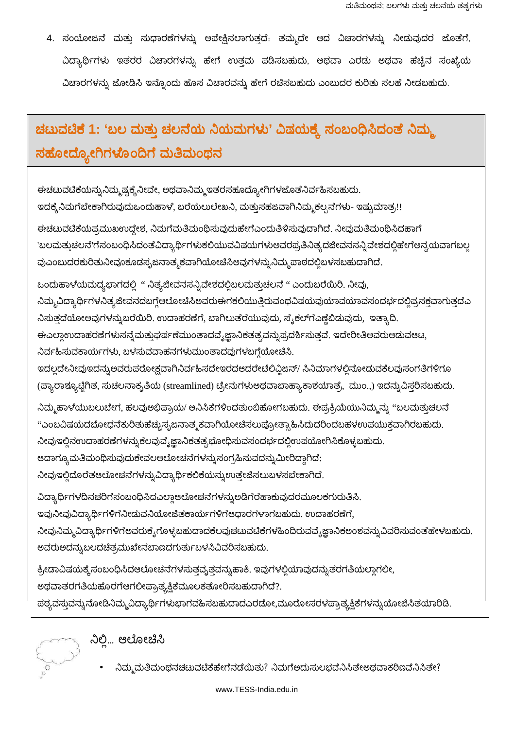4. ಸಂಯೋಜನೆ ಮತ್ತು ಸುಧಾರಣೆಗಳನ್ನು ಅಪೇಕ್ಷಿಸಲಾಗುತ್ತದೆ: ತಮ್ಮದೇ ಆದ ವಿಚಾರಗಳನ್ನು ನೀಡುವುದರ ಜೊತೆಗೆ, ವಿದ್ಯಾರ್ಥಿಗಳು ಇತರರ ವಿಚಾರಗಳನ್ನು ಹೇಗೆ ಉತ್ತಮ ಪಡಿಸಬಹುದು, ಅಥವಾ ಎರಡು ಅಥವಾ ಹೆಚ್ಚಿನ ಸಂಖ್ಯೆಯ ವಿಚಾರಗಳನ್ನು ಜೋಡಿಸಿ ಇನ್ನೊಂದು ಹೊಸ ವಿಚಾರವನ್ನು ಹೇಗೆ ರಚಿಸಬಹುದು ಎಂಬುದರ ಕುರಿತು ಸಲಹೆ ನೀಡಬಹುದು.

## ಚಟುವಟಿಕೆ 1: 'ಬಲ ಮತ್ತು ಚಲನೆಯ ನಿಯಮಗಳು' ವಿಷಯಕ್ಕೆ ಸಂಬಂಧಿಸಿದಂತೆ ನಿಮ್ಮ ಸಹೋದ್ಯೋಗಿಗಳೊಂದಿಗೆ ಮತಿಮಂಥನ

ಈಚಟುವಟಿಕೆಯನ್ನುನಿಮ್ಮಷ್ಟಕ್ಕೇನೀವೇ, ಅಥವಾನಿಮ್ಮಇತರಸಹೂದ್ಯೋಗಿಗಳಜೊತೆನಿರ್ವಹಿಸಬಹುದು. ಇದಕ್ಕೆನಿಮಗೆಬೇಕಾಗಿರುವುದುಒಂದುಹಾಳೆ, ಬರೆಯಲುಲೇಖನಿ, ಮತ್ತುಸಹಜವಾಗಿನಿಮ್ಮಕಲ್ಪನೆಗಳು- ಇಷ್ಟುಮಾತ್ರ!!

ಈಚಟುವಟಿಕೆಯಪ್ರಮುಖಉದ್ದೇಶ, ನಿಮಗೆಮತಿಮಂಥಿಸುವುದುಹೇಗೆಎಂದುತಿಳಿಸುವುದಾಗಿದೆ. ನೀವುಮತಿಮಂಥಿಸಿದಹಾಗೆ 'ಬಲಮತ್ತುಚಲನೆ'ಗೆಸಂಬಂಧಿಸಿದಂತೆವಿದ್ಯಾರ್ಥಿಗಳುಕಲಿಯುವವಿಷಯಗಳುಅವರಪ್ರತಿನಿತ್ಯದಜೀವನಸನ್ನಿವೇಶದಲ್ಲಿಹೇಗೆಅನ್ವಯವಾಗಬಲ್ಲವುಎಂಬುದರಕುರಿತುನೀವೂಕೂಡಸೃಜನಾತ್ಮಕವಾಗಿಯೋಚಿಸಿಅವುಗಳನ್ನುನಿಮ್ಮಪಾಠದಲ್ಲಿಬಳಸಬಹುದಾಗಿದೆ.

ಒಂದುಹಾಳೆಯಮಧ್ಯಭಾಗದಲ್ಲಿ " ನಿತ್ಯಜೀವನಸನ್ನಿವೇಶದಲ್ಲಿಬಲಮತ್ತುಚಲನೆ " ಎಂದುಬರೆಯಿರಿ. ನೀವು, ನಿಮ್ಮವಿದ್ಯಾರ್ಥಿಗಳನಿತ್ಯಜೀವನದಬಗ್ಗೆಆಲೋಚಿಸಿಅವರುಈಗಕಲಿಯುತ್ತಿರುವಂಥವಿಷಯವುಯಾವಯಾವಸಂದರ್ಭದಲ್ಲಿಪ್ರಸಕ್ತವಾಗುತ್ತದೆಎನಿಸುತ್ತದೆಯೋಅವುಗಳನ್ನುಬರೆಯಿರಿ. ಉದಾಹರಣೆಗೆ, ಬಾಗಿಲುತೆರೆಯುವುದು, ಸೈಕಲ್‌ಗೆಎಣ್ಣೆಬಿಡುವುದು, ಇತ್ಯಾದಿ. ಈಎಲ್ಲಾಉದಾಹರಣೆಗಳುಸನ್ನೆಮತ್ತುಘರ್ಷಣೆಮುಂತಾದವೈಜ್ಞಾನಿಕತತ್ವವನ್ನುಪ್ರದರ್ಶಿಸುತ್ತವೆ. ಇದೇರೀತಿಅವರುಆಡುವಆಟ, ನಿರ್ವಹಿಸುವಕಾರ್ಯಗಳು, ಬಳಸುವವಾಹನಗಳುಮುಂತಾದವುಗಳಬಗ್ಗೆಯೋಚಿಸಿ. ಇದಲ್ಲದೇನೀವುಇದನ್ನುಅವರುಪರೋಕ್ಷವಾಗಿನಿರ್ವಹಿಸದೇಇರದಆದರೆಟೆಲಿವ್ಹಿಜನ್/ ಸಿನಿಮಾಗಳಲ್ಲಿನೋಡುವಕೆಲವುಸಂಗತಿಗಳಿಗೂ (ಪ್ಯಾರಾಶ್ಯೂಟ್ಜಿಗಿತ, ಸುಚಲನಾಕೃತಿಯ (streamlined) ಟ್ರೇನುಗಳುಅಥವಾಬಾಹ್ಯಾಕಾಶಯಾತ್ರೆ, ಮುಂ.,) ಇದನ್ನುವಿಸ್ತರಿಸಬಹುದು.

ನಿಮ್ಮಹಾಳೆಯುಬಲುಬೇಗ, ಹಲವುಅಭಿಪ್ರಾಯ/ ಅನಿಸಿಕೆಗಳಿಂದತುಂಬಿಹೋಗಬಹುದು. ಈಪ್ರಕ್ರಿಯೆಯುನಿಮ್ಮನ್ನು "ಬಲಮತ್ತುಚಲನೆ "ಎಂಬವಿಷಯದಬೋಧನೆಕುರಿತುಹೆಚ್ಚುಸೃಜನಾತ್ಮಕವಾಗಿಯೋಚಿಸಲುಪ್ರೋತ್ಸಾಹಿಸಿದುದರಿಂದಬಹಳಉಪಯುಕ್ತವಾಗಿರಬಹುದು. ನೀವುಇಲ್ಲಿನಉದಾಹರಣೆಗಳನ್ನುಕೆಲವುವೈಜ್ಞಾನಿಕತತ್ವಬೋಧಿಸುವಸಂದರ್ಭದಲ್ಲಿಉಪಯೋಗಿಸಿಕೊಳ್ಳಬಹುದು. ಆದಾಗ್ಯೂಮತಿಮಂಥಿಸುವುದುಕೇವಲಆಲೋಚನೆಗಳನ್ನುಸಂಗ್ರಹಿಸುವದನ್ನುಮೀರಿದ್ದಾಗಿದೆ: ನೀವುಇಲ್ಲಿದೊರೆತಆಲೋಚನೆಗಳನ್ನುವಿದ್ಯಾರ್ಥಿಕಲಿಕೆಯನ್ನುಉತ್ತೇಜಿಸಲುಬಳಸಬೇಕಾಗಿದೆ.

ವಿದ್ಯಾರ್ಥಿಗಳದಿನಚರಿಗೆಸಂಬಂಧಿಸಿದಎಲ್ಲಾಆಲೋಚನೆಗಳನ್ನುಅಡಿಗೆರೆಹಾಕುವುದರಮೂಲಕಗುರುತಿಸಿ. ಇವುನೀವುವಿದ್ಯಾರ್ಥಿಗಳಿಗೆನೀಡುವನಿಯೋಜಿತಕಾರ್ಯಗಳಿಗೆಆಧಾರಗಳಾಗಬಹುದು. ಉದಾಹರಣೆಗೆ, ನೀವುನಿಮ್ಮವಿದ್ಯಾರ್ಥಿಗಳಿಗೆಅವರುಕೈಗೊಳ್ಳಬಹುದಾದಕೆಲವುಚಟುವಟಿಕೆಗಳಹಿಂದಿರುವವೈಜ್ಞಾನಿಕಅಂಶವನ್ನುವಿವರಿಸುವಂತೆಹೇಳಬಹುದು. ಅವರುಅದನ್ನುಬಲದಚಿತ್ರಮುಖೇನಬಾಣದಗುರ್ತುಬಳಸಿವಿವರಿಸಬಹುದು.

ಕ್ರೀಡಾವಿಷಯಕ್ಕೆಸಂಬಂಧಿಸಿದಆಲೋಚನೆಗಳಸುತ್ತವೃತ್ತವನ್ನುಹಾಕಿ. ಇವುಗಳಲ್ಲಿಯಾವುದನ್ನುತರಗತಿಯಲ್ಲಾಗಲೀ, ಅಥವಾತರಗತಿಯಹೊರಗಆಗಲೀಪ್ರಾತ್ಯಕ್ಷಿಕೆಮೂಲಕತೋರಿಸಬಹುದಾಗಿದೆ?. ಪಠ್ಯವಸ್ತುವನ್ನುನೋಡಿನಿಮ್ಮವಿದ್ಯಾರ್ಥಿಗಳುಭಾಗವಹಿಸಬಹುದಾದಎರಡೋ,ಮೂರೋಸರಳಪ್ರಾತ್ಯಕ್ಷಿಕೆಗಳನ್ನುಯೋಜಿಸಿತಯಾರಿಡಿ.

### ನಿಲ್ಲಿ... ಆಲೋಚಿಸಿ

- ನಿಮ್ಮಮತಿಮಂಥನಚಟುವಟಿಕೆಹೇಗೆನಡೆಯಿತು? ನಿಮಗೆಅದುಸುಲಭವೆನಿಸಿತೇಅಥವಾಕಠಿಣವೆನಿಸಿತೇ?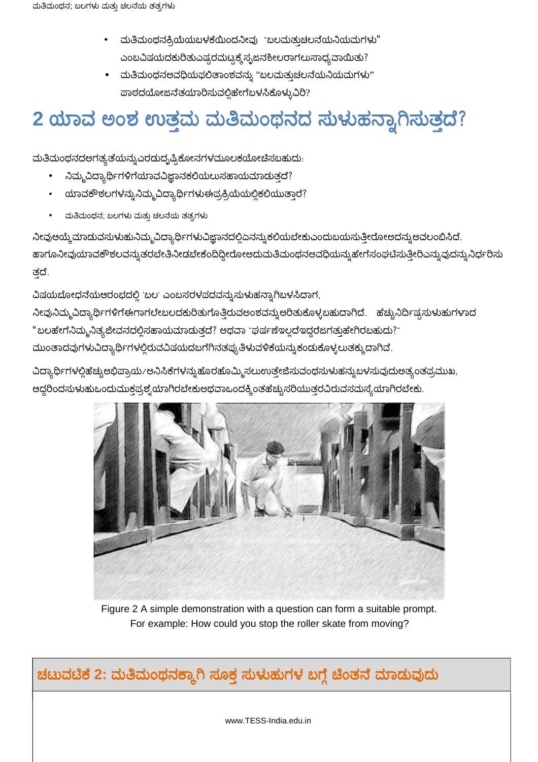- ಮತಿಮಂಥನಕ್ರಿಯೆಯಬಳಕೆಯಿಂದನೀವು "ಬಲಮತ್ತುಚಲನೆಯನಿಯಮಗಳು" ಎಂಬವಿಷಯದಕುರಿತುಎಷ್ಟರಮಟ್ಟಕ್ಕೆಸೃಜನಶೀಲರಾಗಲುಸಾಧ್ಯವಾಯಿತು?
- ಮತಿಮಂಥನಅವಧಿಯಫಲಿತಾಂಶವನ್ನು "ಬಲಮತ್ತುಚಲನೆಯನಿಯಮಗಳು" ಪಾಠದಯೋಜನೆತಯಾರಿಸುವಲ್ಲಿಹೇಗೆಬಳಸಿಕೊಳ್ಳುವಿರಿ?

# 2 ಯಾವ ಅಂಶ ಉತ್ತಮ ಮತಿಮಂಥನದ ಸುಳುಹನ್ನಾಗಿಸುತ್ತದೆ?

ಮತಿಮಂಥನದಅಗತ್ಯತೆಯನ್ನುಎರಡುದೃಷ್ಟಿಕೋನಗಳಮೂಲಕಯೋಚಿಸಬಹುದು:

- ನಿಮ್ಮವಿದ್ಯಾರ್ಥಿಗಳಿಗೆಯಾವವಿಜ್ಞಾನಕಲಿಯಲುಸಹಾಯಮಾಡುತ್ತದೆ?
- ಯಾವಕೌಶಲಗಳನ್ನುನಿಮ್ಮವಿದ್ಯಾರ್ಥಿಗಳುಈಪ್ರಕ್ರಿಯೆಯಲ್ಲಿಕಲಿಯುತ್ತಾರೆ?
- ಮತಿಮಂಥನ; ಬಲಗಳು ಮತ್ತು ಚಲನೆಯ ತತ್ವಗಳು

ನೀವುಆಯ್ಕೆಮಾಡುವಸುಳುಹುನಿಮ್ಮವಿದ್ಯಾರ್ಥಿಗಳುವಿಜ್ಞಾನದಲ್ಲಿಏನನ್ನುಕಲಿಯಬೇಕುಎಂದುಬಯಸುತ್ತೀರೋಅದನ್ನುಅವಲಂಬಿಸಿದೆ. ಹಾಗೂನೀವುಯಾವಕೌಶಲವನ್ನುತರಬೇತಿನೀಡಬೇಕೆಂದಿದ್ದೀರೋಅದುಮತಿಮಂಥನಅವಧಿಯನ್ನುಹೇಗೆಸಂಘಟಿಸುತ್ತೀರಿಎನ್ನುವುದನ್ನುನಿರ್ಧರಿಸುತ್ತದೆ.

ವಿಷಯಬೋಧನೆಯಆರಂಭದಲ್ಲಿ 'ಬಲ' ಎಂಬಸರಳಪದವನ್ನುಸುಳುಹನ್ನಾಗಿಬಳಸಿದಾಗ, ನೀವುನಿಮ್ಮವಿದ್ಯಾರ್ಥಿಗಳಿಗೆಈಗಾಗಲೇಬಲದಕುರಿತುಗೊತ್ತಿರುವಅಂಶವನ್ನುಅರಿತುಕೊಳ್ಳಬಹುದಾಗಿದೆ. ಹೆಚ್ಚುನಿರ್ದಿಷ್ಟಸುಳುಹುಗಳಾದ "ಬಲಹೇಗೆನಿಮ್ಮನಿತ್ಯಜೀವನದಲ್ಲಿಸಹಾಯಮಾಡುತ್ತದೆ? ಅಥವಾ "ಘರ್ಷಣೆಇಲ್ಲದೆಇದ್ದರೆಜಗತ್ತುಹೇಗಿರಬಹುದು?" ಮುಂತಾದವುಗಳುವಿದ್ಯಾರ್ಥಿಗಳಲ್ಲಿರುವವಿಷಯದಬಗೆಗಿನತಪ್ಪುತಿಳುವಳಿಕೆಯನ್ನುಕಂಡುಕೊಳ್ಳಲುತಕ್ಕುದಾಗಿವೆ.

ವಿದ್ಯಾರ್ಥಿಗಳಲ್ಲಿಹೆಚ್ಚುಅಭಿಪ್ರಾಯ/ಅನಿಸಿಕೆಗಳನ್ನುಹೊರಹೊಮ್ಮಿಸಲುಉತ್ತೇಜಿಸುವಂಥಸುಳುಹನ್ನುಬಳಸುವುದುಅತ್ಯಂತಪ್ರಮುಖ, ಆದ್ದರಿಂದಸುಳುಹುಒಂದುಮುಕ್ತಪ್ರಶ್ನೆಯಾಗಿರಬೇಕುಅಥವಾಒಂದಕ್ಕಿಂತಹೆಚ್ಚುಸರಿಯುತ್ತರವಿರುವಸಮಸ್ಯೆಯಾಗಿರಬೇಕು.

Figure 2 A simple demonstration with a question can form a suitable prompt. For example: How could you stop the roller skate from moving?

## ಚಟುವಟಿಕೆ 2: ಮತಿಮಂಥನಕ್ಕಾಗಿ ಸೂಕ್ತ ಸುಳುಹುಗಳ ಬಗ್ಗೆ ಚಿಂತನೆ ಮಾಡುವುದು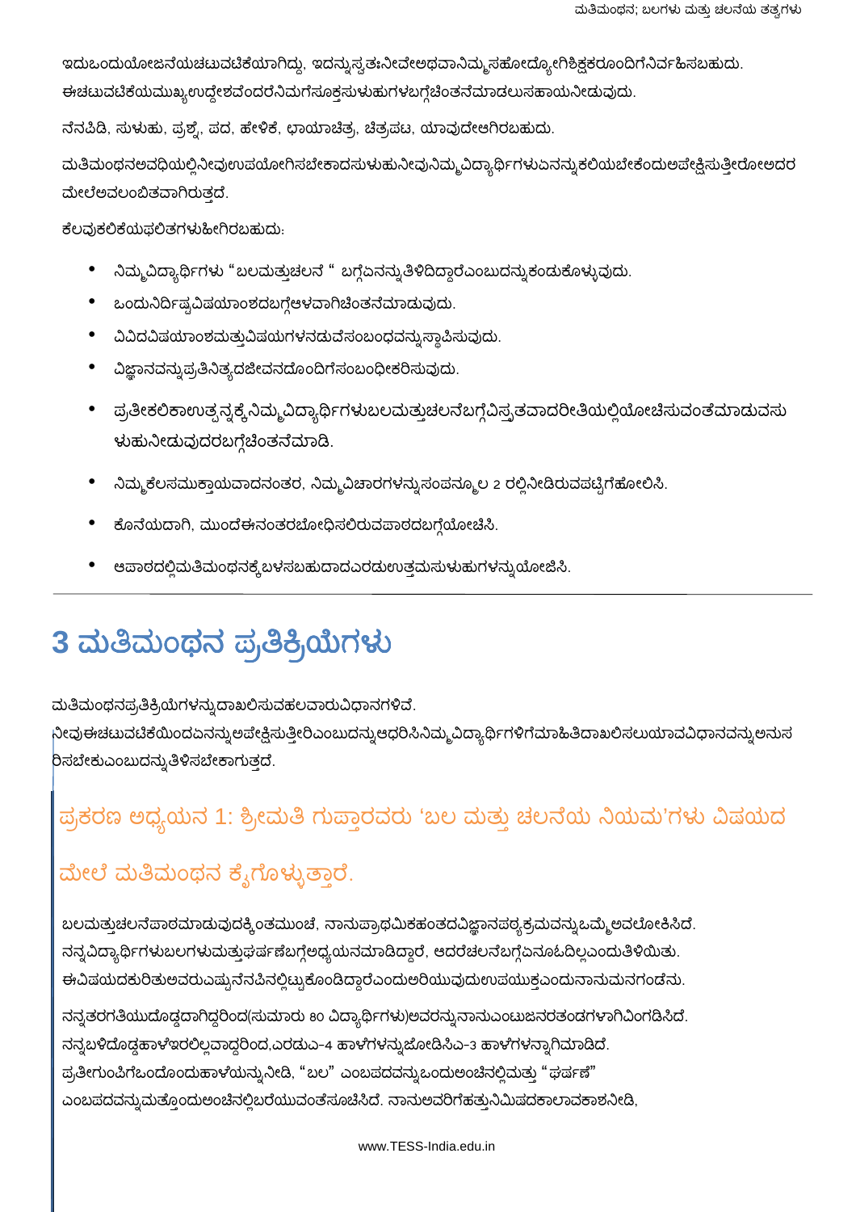ಇದುಒಂದುಯೋಜನೆಯಚಟುವಟಿಕೆಯಾಗಿದ್ದು, ಇದನ್ನುಸ್ವತಃನೀವೇಅಥವಾನಿಮ್ಮಸಹೋದ್ಯೋಗಿಶಿಕ್ಷಕರೂಂದಿಗೆನಿರ್ವಹಿಸಬಹುದು. ಈಚಟುವಟಿಕೆಯಮುಖ್ಯಉದ್ದೇಶವೆಂದರೆನಿಮಗೆಸೂಕ್ತಸುಳುಹುಗಳಬಗ್ಗೆಚಿಂತನೆಮಾಡಲುಸಹಾಯನೀಡುವುದು.

ನೆನಪಿಡಿ, ಸುಳುಹು, ಪ್ರಶ್ನೆ, ಪದ, ಹೇಳಿಕೆ, ಛಾಯಾಚಿತ್ರ, ಚಿತ್ರಪಟ, ಯಾವುದೇಆಗಿರಬಹುದು.

ಮತಿಮಂಥನಅವಧಿಯಲ್ಲಿನೀವುಉಪಯೋಗಿಸಬೇಕಾದಸುಳುಹುನೀವುನಿಮ್ಮವಿದ್ಯಾರ್ಥಿಗಳುಏನನ್ನುಕಲಿಯಬೇಕೆಂದುಅಪೇಕ್ಷಿಸುತ್ತೀರೋಅದರ ಮೇಲೆಅವಲಂಬಿತವಾಗಿರುತ್ತದೆ.

ಕೆಲವುಕಲಿಕೆಯಫಲಿತಗಳುಹೀಗಿರಬಹುದು:

- ನಿಮ್ಮವಿದ್ಯಾರ್ಥಿಗಳು "ಬಲಮತ್ತುಚಲನೆ " ಬಗ್ಗೆಏನನ್ನುತಿಳಿದಿದ್ದಾರೆಎಂಬುದನ್ನುಕಂಡುಕೊಳ್ಳುವುದು.
- ಒಂದುನಿರ್ದಿಷ್ಟವಿಷಯಾಂಶದಬಗ್ಗೆಆಳವಾಗಿಚಿಂತನೆಮಾಡುವುದು.
- ವಿವಿದವಿಷಯಾಂಶಮತ್ತುವಿಷಯಗಳನಡುವೆಸಂಬಂಧವನ್ನುಸ್ಥಾಪಿಸುವುದು.
- ವಿಜ್ಞಾನವನ್ನುಪ್ರತಿನಿತ್ಯದಜೀವನದೊಂದಿಗೆಸಂಬಂಧೀಕರಿಸುವುದು.
- ಪ್ರತೀಕಲಿಕಾಉತ್ಪನ್ನಕ್ಕೆನಿಮ್ಮವಿದ್ಯಾರ್ಥಿಗಳುಬಲಮತ್ತುಚಲನೆಬಗ್ಗೆವಿಸ್ತೃತವಾದರೀತಿಯಲ್ಲಿಯೋಚಿಸುವಂತೆಮಾಡುವಸು ಳುಹುನೀಡುವುದರಬಗ್ಗೆಚಿಂತನೆಮಾಡಿ.
- ನಿಮ್ಮಕೆಲಸಮುಕ್ತಾಯವಾದನಂತರ, ನಿಮ್ಮವಿಚಾರಗಳನ್ನುಸಂಪನ್ಮೂಲ 2 ರಲ್ಲಿನೀಡಿರುವಪಟ್ಟಿಗೆಹೋಲಿಸಿ.
- ಕೊನೆಯದಾಗಿ, ಮುಂದೆಈನಂತರಬೋಧಿಸಲಿರುವಪಾಠದಬಗ್ಗೆಯೋಚಿಸಿ.
- ಆಪಾಠದಲ್ಲಿಮತಿಮಂಥನಕ್ಕೆಬಳಸಬಹುದಾದಎರಡುಉತ್ತಮಸುಳುಹುಗಳನ್ನುಯೋಜಿಸಿ.

---

# 3 ಮತಿಮಂಥನ ಪ್ರತಿಕ್ರಿಯೆಗಳು

ಮತಿಮಂಥನಪ್ರತಿಕ್ರಿಯೆಗಳನ್ನುದಾಖಲಿಸುವಹಲವಾರುವಿಧಾನಗಳಿವೆ. ನೀವುಈಚಟುವಟಿಕೆಯಿಂದಏನನ್ನುಅಪೇಕ್ಷಿಸುತ್ತೀರಿಎಂಬುದನ್ನುಆಧರಿಸಿನಿಮ್ಮವಿದ್ಯಾರ್ಥಿಗಳಿಗೆಮಾಹಿತಿದಾಖಲಿಸಲುಯಾವವಿಧಾನವನ್ನುಅನುಸ ರಿಸಬೇಕುಎಂಬುದನ್ನುತಿಳಿಸಬೇಕಾಗುತ್ತದೆ.

## ಪ್ರಕರಣ ಅಧ್ಯಯನ 1: ಶ್ರೀಮತಿ ಗುಪ್ತಾರವರು 'ಬಲ ಮತ್ತು ಚಲನೆಯ ನಿಯಮ'ಗಳು ವಿಷಯದ ಮೇಲೆ ಮತಿಮಂಥನ ಕೈಗೊಳ್ಳುತ್ತಾರೆ.

ಬಲಮತ್ತುಚಲನೆಪಾಠಮಾಡುವುದಕ್ಕಿಂತಮುಂಚೆ, ನಾನುಪ್ರಾಥಮಿಕಹಂತದವಿಜ್ಞಾನಪಠ್ಯಕ್ರಮವನ್ನುಒಮ್ಮೆಅವಲೋಕಿಸಿದೆ. ನನ್ನವಿದ್ಯಾರ್ಥಿಗಳುಬಲಗಳುಮತ್ತುಘರ್ಷಣೆಬಗ್ಗೆಅಧ್ಯಯನಮಾಡಿದ್ದಾರೆ, ಆದರೆಚಲನೆಬಗ್ಗೆಏನೂಓದಿಲ್ಲಎಂದುತಿಳಿಯಿತು. ಈವಿಷಯದಕುರಿತುಅವರುಎಷ್ಟುನೆನಪಿನಲ್ಲಿಟ್ಟುಕೊಂಡಿದ್ದಾರೆಎಂದುಅರಿಯುವುದುಉಪಯುಕ್ತಎಂದುನಾನುಮನಗಂಡೆನು.

ನನ್ನತರಗತಿಯುದೊಡ್ಡದಾಗಿದ್ದರಿಂದ(ಸುಮಾರು 80 ವಿದ್ಯಾರ್ಥಿಗಳು)ಅವರನ್ನುನಾನುಎಂಟುಜನರತಂಡಗಳಾಗಿವಿಂಗಡಿಸಿದೆ. ನನ್ನಬಳಿದೊಡ್ಡಹಾಳೆಇರಲಿಲ್ಲವಾದ್ದರಿಂದ,ಎರಡುಎ-4 ಹಾಳೆಗಳನ್ನುಜೋಡಿಸಿಎ-3 ಹಾಳೆಗಳನ್ನಾಗಿಮಾಡಿದೆ. ಪ್ರತೀಗುಂಪಿಗೆಒಂದೊಂದುಹಾಳೆಯನ್ನುನೀಡಿ, "ಬಲ" ಎಂಬಪದವನ್ನುಒಂದುಅಂಚಿನಲ್ಲಿಮತ್ತು "ಘರ್ಷಣೆ" ಎಂಬಪದವನ್ನುಮತ್ತೊಂದುಅಂಚಿನಲ್ಲಿಬರೆಯುವಂತೆಸೂಚಿಸಿದೆ. ನಾನುಅವರಿಗೆಹತ್ತುನಿಮಿಷದಕಾಲಾವಕಾಶನೀಡಿ,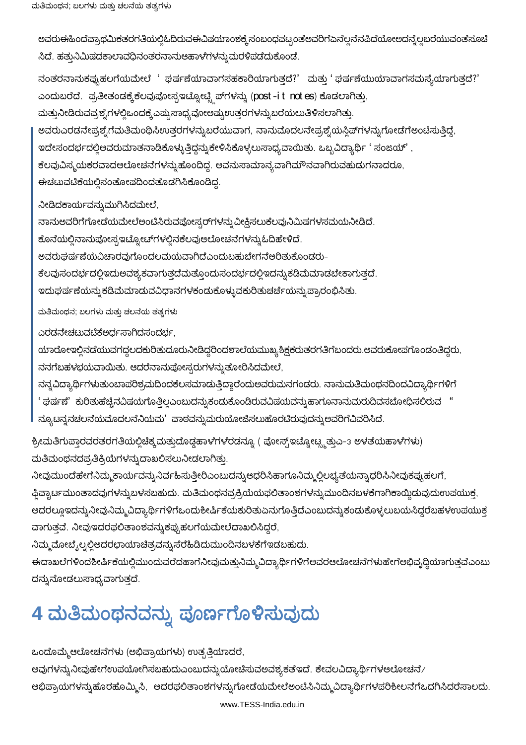ಅವರುಈಹಿಂದೆಪ್ರಾಥಮಿಕತರಗತಿಯಲ್ಲಿಓದಿರುವಈವಿಷಯಾಂಶಕ್ಕೆಸಂಬಂಧಪಟ್ಟಂತೆಅವರಿಗೆಏನೆಲ್ಲನೆನಪಿದೆಯೋಅದನ್ನೆಲ್ಲಬರೆಯುವಂತೆಸೂಚಿಸಿದೆ. ಹತ್ತುನಿಮಿಷದಕಾಲಾವಧಿನಂತರನಾನುಆಹಾಳೆಗಳನ್ನುಮರಳಿಪಡೆದುಕೊಂಡೆ.

ನಂತರನಾನುಕಪ್ಪುಹಲಗೆಯಮೇಲೆ ' ಘರ್ಷಣೆಯಾವಾಗಸಹಕಾರಿಯಾಗುತ್ತದೆ?' ಮತ್ತು ' ಘರ್ಷಣೆಯುಯಾವಾಗಸಮಸ್ಯೆಯಾಗುತ್ತದೆ?' ಎಂದುಬರೆದೆ. ಪ್ರತೀತಂಡಕ್ಕೆಕೆಲವುಪೋಸ್ಟ್‌ಇಟ್ನೋಟ್ಸ್ಗಳನ್ನು (post-it notes) ಕೊಡಲಾಗಿತ್ತು, ಮತ್ತುನೀಡಿರುವಪ್ರಶ್ನೆಗಳಲ್ಲಿಒಂದಕ್ಕೆಎಷ್ಟುಸಾಧ್ಯವೋಅಷ್ಟುಉತ್ತರಗಳನ್ನುಬರೆಯಲುತಿಳಿಸಲಾಗಿತ್ತು. ಅವರುಎರಡನೇಪ್ರಶ್ನೆಗೆಮತಿಮಂಥಿಸಿಉತ್ತರಗಳನ್ನುಬರೆಯುವಾಗ, ನಾನುಮೊದಲನೇಪ್ರಶ್ನೆಯಸ್ಲಿಪ್‌ಗಳನ್ನುಗೋಡೆಗೆಅಂಟಿಸುತ್ತಿದ್ದೆ, ಇದೇಸಂದರ್ಭದಲ್ಲಿಅವರುಮಾತನಾಡಿಕೊಳ್ಳುತ್ತಿದ್ದನ್ನುಕೇಳಿಸಿಕೊಳ್ಳಲುಸಾಧ್ಯವಾಯಿತು. ಒಬ್ಬವಿದ್ಯಾರ್ಥಿ ' ಸಂಜಯ್' , ಕೆಲವುವಿಸ್ಮಯಕರವಾದಆಲೋಚನೆಗಳನ್ನುಹೊಂದಿದ್ದ. ಅವನುಸಾಮಾನ್ಯವಾಗಿಮೌನವಾಗಿರುವಹುಡುಗನಾದರೂ, ಈಚಟುವಟಿಕೆಯಲ್ಲಿಸಂತೋಷದಿಂದತೊಡಗಿಸಿಕೊಂಡಿದ್ದ.

ನೀಡಿದಕಾರ್ಯವನ್ನುಮುಗಿಸಿದಮೇಲೆ,
ನಾನುಅವರಿಗೆಗೋಡೆಯಮೇಲೆಅಂಟಿಸಿರುವಪೋಸ್ಟರ್‌ಗಳನ್ನುವೀಕ್ಷಿಸಲುಕೆಲವುನಿಮಿಷಗಳಸಮಯನೀಡಿದೆ.
ಕೊನೆಯಲ್ಲಿನಾನುಪೋಸ್ಟ್‌ಇಟ್ನೋಟ್‌ಗಳಲ್ಲಿನಕೆಲವುಆಲೋಚನೆಗಳನ್ನುಓದಿಹೇಳಿದೆ.
ಅವರುಘರ್ಷಣೆಯವಿಚಾರವುಗೊಂದಲಮಯವಾಗಿದೆಎಂದುಬಹುಬೇಗನೆಅರಿತುಕೊಂಡರು-
ಕೆಲವುಸಂದರ್ಭದಲ್ಲಿಇದುಅವಶ್ಯಕವಾಗುತ್ತದೆಮತ್ತೊಂದುಸಂದರ್ಭದಲ್ಲಿಇದನ್ನುಕಡಿಮೆಮಾಡಬೇಕಾಗುತ್ತದೆ.
ಇದುಘರ್ಷಣೆಯನ್ನುಕಡಿಮೆಮಾಡುವವಿಧಾನಗಳಕಂಡುಕೊಳ್ಳುವಕುರಿತುಚರ್ಚೆಯನ್ನುಪ್ರಾರಂಭಿಸಿತು.

ಎರಡನೇಚಟುವಟಿಕೆಅರ್ಧಸಾಗಿದಸಂದರ್ಭ,
ಯಾರೋಇಲ್ಲಿನಡೆಯುವಗದ್ದಲದಕುರಿತುದೂರುನೀಡಿದ್ದರಿಂದಶಾಲೆಯಮುಖ್ಯಶಿಕ್ಷಕರುತರಗತಿಗೆಬಂದರು.ಅವರುಕೋಪಗೊಂಡಂತಿದ್ದರು, ನನಗೆಬಹಳಭಯವಾಯಿತು. ಆದರೆನಾನುಪೋಸ್ಟರುಗಳನ್ನುತೋರಿಸಿದಮೇಲೆ,
ನನ್ನವಿದ್ಯಾರ್ಥಿಗಳುತುಂಬಾಪರಿಶ್ರಮದಿಂದಕೆಲಸಮಾಡುತ್ತಿದ್ದಾರೆಂದುಅವರುಮನಗಂಡರು. ನಾನುಮತಿಮಂಥನದಿಂದವಿದ್ಯಾರ್ಥಿಗಳಿಗೆ ' ಘರ್ಷಣೆ' ಕುರಿತುಹೆಚ್ಚಿನವಿಷಯಗೊತ್ತಿಲ್ಲಎಂಬುದನ್ನುಕಂಡುಕೊಂಡಿರುವವಿಷಯವನ್ನುಹಾಗೂನಾನುಮರುದಿವಸಬೋಧಿಸಲಿರುವ " ನ್ಯೂಟನ್ನನಚಲನೆಯಮೊದಲನೇನಿಯಮ' ಪಾಠವನ್ನುಮರುಯೋಜಿಸಲುಹೊರಟಿರುವುದನ್ನುಅವರಿಗೆವಿವರಿಸಿದೆ.

ಶ್ರೀಮತಿಗುಪ್ತಾರವರತರಗತಿಯಲ್ಲಿಚಿಕ್ಕಮತ್ತುದೊಡ್ಡಹಾಳೆಗಳೆರಡನ್ನೂ ( ಪೋಸ್ಟ್‌ಇಟ್ನೋಟ್ಸ್ಮತ್ತುಎ-3 ಅಳತೆಯಹಾಳೆಗಳು) ಮತಿಮಂಥನದಪ್ರತಿಕ್ರಿಯೆಗಳನ್ನುದಾಖಲಿಸಲುನೀಡಲಾಗಿತ್ತು.
ನೀವುಮುಂದೆಹೇಗೆನಿಮ್ಮಕಾರ್ಯವನ್ನುನಿರ್ವಹಿಸುತ್ತೀರಿಎಂಬುದನ್ನುಆಧರಿಸಿಹಾಗೂನಿಮ್ಮಲ್ಲಿಲಭ್ಯತೆಯನ್ನಾಧರಿಸಿನೀವುಕಪ್ಪುಹಲಗೆ, ಫ್ಲಿಪ್ಚಾರ್ಟ್‌ಮುಂತಾದವುಗಳನ್ನುಬಳಸಬಹುದು. ಮತಿಮಂಥನಪ್ರಕ್ರಿಯೆಯಫಲಿತಾಂಶಗಳನ್ನುಮುಂದಿನಬಳಕೆಗಾಗಿಕಾಯ್ದಿಡುವುದುಉಪಯುಕ್ತ, ಅದರಲ್ಲೂಇದನ್ನುನೀವುನಿಮ್ಮವಿದ್ಯಾರ್ಥಿಗಳಿಗೆಒಂದುಶೀರ್ಷಿಕೆಯಕುರಿತುಏನುಗೊತ್ತಿದೆಎಂಬುದನ್ನುಕಂಡುಕೊಳ್ಳಲುಬಯಸಿದ್ದರೆಬಹಳಉಪಯುಕ್ತವಾಗುತ್ತವೆ. ನೀವುಇದರಫಲಿತಾಂಶವನ್ನುಕಪ್ಪುಹಲಗೆಯಮೇಲೆದಾಖಲಿಸಿದ್ದರೆ,
ನಿಮ್ಮಮೋಬೈಲ್ನಲ್ಲಿಅದರಛಾಯಾಚಿತ್ರವನ್ನುಸೆರೆಹಿಡಿದುಮುಂದಿನಬಳಕೆಗೆಇಡಬಹುದು.
ಈದಾಖಲೆಗಳಿಂದಶೀರ್ಷಿಕೆಯಲ್ಲಿಮುಂದುವರೆದಹಾಗೆನೀವುಮತ್ತುನಿಮ್ಮವಿದ್ಯಾರ್ಥಿಗಳಿಗೆಅವರಆಲೋಚನೆಗಳುಹೇಗೆಅಭಿವೃದ್ಧಿಯಾಗುತ್ತವೆಎಂಬುದನ್ನುನೋಡಲುಸಾಧ್ಯವಾಗುತ್ತದೆ.

# 4 ಮತಿಮಂಥನವನ್ನು ಪೂರ್ಣಗೊಳಿಸುವುದು

ಒಂದೊಮ್ಮೆಆಲೋಚನೆಗಳು (ಅಭಿಪ್ರಾಯಗಳು) ಉತ್ಪತ್ತಿಯಾದರೆ,
ಅವುಗಳನ್ನುನೀವುಹೇಗೆಉಪಯೋಗಿಸಬಹುದುಎಂಬುದನ್ನುಯೋಚಿಸುವಅವಶ್ಯಕತೆಇದೆ. ಕೇವಲವಿದ್ಯಾರ್ಥಿಗಳಆಲೋಚನೆ/ ಅಭಿಪ್ರಾಯಗಳನ್ನುಹೊರಹೊಮ್ಮಿಸಿ, ಅದರಫಲಿತಾಂಶಗಳನ್ನುಗೋಡೆಯಮೇಲೆಅಂಟಿಸಿನಿಮ್ಮವಿದ್ಯಾರ್ಥಿಗಳಪರಿಶೀಲನೆಗೆಒದಗಿಸಿದರೆಸಾಲದು.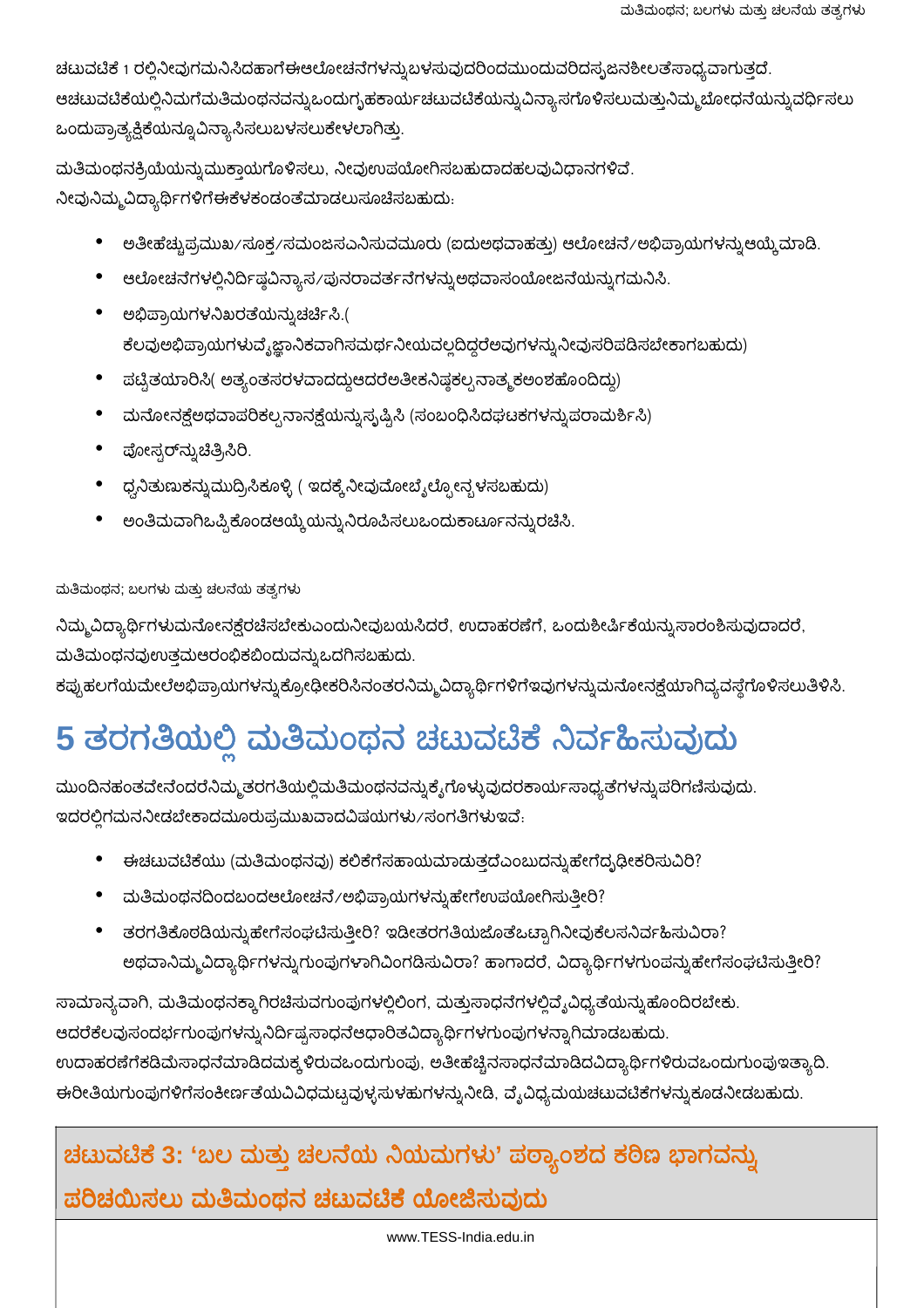ಚಟುವಟಿಕೆ 1 ರಲ್ಲಿನೀವುಗಮನಿಸಿದಹಾಗೆಈಆಲೋಚನೆಗಳನ್ನುಬಳಸುವುದರಿಂದಮುಂದುವರಿದಸೃಜನಶೀಲತೆಸಾಧ್ಯವಾಗುತ್ತದೆ. ಆಚಟುವಟಿಕೆಯಲ್ಲಿನಿಮಗೆಮತಿಮಂಥನವನ್ನುಒಂದುಗೃಹಕಾರ್ಯಚಟುವಟಿಕೆಯನ್ನುವಿನ್ಯಾಸಗೊಳಿಸಲುಮತ್ತುನಿಮ್ಮಬೋಧನೆಯನ್ನುವರ್ಧಿಸಲು ಒಂದುಪ್ರಾತ್ಯಕ್ಷಿಕೆಯನ್ನೂವಿನ್ಯಾಸಿಸಲುಬಳಸಲುಕೇಳಲಾಗಿತ್ತು.

ಮತಿಮಂಥನಕ್ರಿಯೆಯನ್ನುಮುಕ್ತಾಯಗೊಳಿಸಲು, ನೀವುಉಪಯೋಗಿಸಬಹುದಾದಹಲವುವಿಧಾನಗಳಿವೆ. ನೀವುನಿಮ್ಮವಿದ್ಯಾರ್ಥಿಗಳಿಗೆಈಕೆಳಕಂಡಂತೆಮಾಡಲುಸೂಚಿಸಬಹುದು:

- ಅತೀಹೆಚ್ಚುಪ್ರಮುಖ/ಸೂಕ್ತ/ಸಮಂಜಸಎನಿಸುವಮೂರು (ಐದುಅಥವಾಹತ್ತು) ಆಲೋಚನೆ/ಅಭಿಪ್ರಾಯಗಳನ್ನುಆಯ್ಕೆಮಾಡಿ.
- ಆಲೋಚನೆಗಳಲ್ಲಿನಿರ್ದಿಷ್ಟವಿನ್ಯಾಸ/ಪುನರಾವರ್ತನೆಗಳನ್ನುಅಥವಾಸಂಯೋಜನೆಯನ್ನುಗಮನಿಸಿ.
- ಅಭಿಪ್ರಾಯಗಳನಿಖರತೆಯನ್ನುಚರ್ಚಿಸಿ.( ಕೆಲವುಅಭಿಪ್ರಾಯಗಳುವೈಜ್ಞಾನಿಕವಾಗಿಸಮರ್ಥನೀಯವಲ್ಲದಿದ್ದರೆಅವುಗಳನ್ನುನೀವುಸರಿಪಡಿಸಬೇಕಾಗಬಹುದು)
- ಪಟ್ಟಿತಯಾರಿಸಿ( ಅತ್ಯಂತಸರಳವಾದದ್ದುಆದರೆಅತೀಕನಿಷ್ಠಕಲ್ಪನಾತ್ಮಕಅಂಶಹೊಂದಿದ್ದು)
- ಮನೋನಕ್ಷೆಅಥವಾಪರಿಕಲ್ಪನಾನಕ್ಷೆಯನ್ನುಸೃಷ್ಟಿಸಿ (ಸಂಬಂಧಿಸಿದಘಟಕಗಳನ್ನುಪರಾಮರ್ಶಿಸಿ)
- ಪೋಸ್ಟರ್‌ನ್ನುಚಿತ್ರಿಸಿರಿ.
- ಧ್ವನಿತುಣುಕನ್ನುಮುದ್ರಿಸಿಕೊಳ್ಳಿ ( ಇದಕ್ಕೆನೀವುಮೋಬೈಲ್ಫೋನ್ಬಳಸಬಹುದು)
- ಅಂತಿಮವಾಗಿಒಪ್ಪಿಕೊಂಡಆಯ್ಕೆಯನ್ನುನಿರೂಪಿಸಲುಒಂದುಕಾರ್ಟೂನನ್ನುರಚಿಸಿ.

ನಿಮ್ಮವಿದ್ಯಾರ್ಥಿಗಳುಮನೋನಕ್ಷೆರಚಿಸಬೇಕುಎಂದುನೀವುಬಯಸಿದರೆ, ಉದಾಹರಣೆಗೆ, ಒಂದುಶೀರ್ಷಿಕೆಯನ್ನುಸಾರಂಶಿಸುವುದಾದರೆ, ಮತಿಮಂಥನವುಉತ್ತಮಆರಂಭಿಕಬಿಂದುವನ್ನುಒದಗಿಸಬಹುದು.
ಕಪ್ಪುಹಲಗೆಯಮೇಲೆಅಭಿಪ್ರಾಯಗಳನ್ನುಕ್ರೋಢೀಕರಿಸಿನಂತರನಿಮ್ಮವಿದ್ಯಾರ್ಥಿಗಳಿಗೆಇವುಗಳನ್ನುಮನೋನಕ್ಷೆಯಾಗಿವ್ಯವಸ್ಥೆಗೊಳಿಸಲುತಿಳಿಸಿ.

# 5 ತರಗತಿಯಲ್ಲಿ ಮತಿಮಂಥನ ಚಟುವಟಿಕೆ ನಿರ್ವಹಿಸುವುದು

ಮುಂದಿನಹಂತವೇನೆಂದರೆನಿಮ್ಮತರಗತಿಯಲ್ಲಿಮತಿಮಂಥನವನ್ನುಕೈಗೊಳ್ಳುವುದರಕಾರ್ಯಸಾಧ್ಯತೆಗಳನ್ನುಪರಿಗಣಿಸುವುದು. ಇದರಲ್ಲಿಗಮನನೀಡಬೇಕಾದಮೂರುಪ್ರಮುಖವಾದವಿಷಯಗಳು/ಸಂಗತಿಗಳುಇವೆ:

- ಈಚಟುವಟಿಕೆಯು (ಮತಿಮಂಥನವು) ಕಲಿಕೆಗೆಸಹಾಯಮಾಡುತ್ತದೆಎಂಬುದನ್ನುಹೇಗೆದೃಢೀಕರಿಸುವಿರಿ?
- ಮತಿಮಂಥನದಿಂದಬಂದಆಲೋಚನೆ/ಅಭಿಪ್ರಾಯಗಳನ್ನುಹೇಗೆಉಪಯೋಗಿಸುತ್ತೀರಿ?
- ತರಗತಿಕೊಠಡಿಯನ್ನುಹೇಗೆಸಂಘಟಿಸುತ್ತೀರಿ? ಇಡೀತರಗತಿಯಜೊತೆಒಟ್ಟಾಗಿನೀವುಕೆಲಸನಿರ್ವಹಿಸುವಿರಾ? ಅಥವಾನಿಮ್ಮವಿದ್ಯಾರ್ಥಿಗಳನ್ನುಗುಂಪುಗಳಾಗಿವಿಂಗಡಿಸುವಿರಾ? ಹಾಗಾದರೆ, ವಿದ್ಯಾರ್ಥಿಗಳಗುಂಪನ್ನುಹೇಗೆಸಂಘಟಿಸುತ್ತೀರಿ?

ಸಾಮಾನ್ಯವಾಗಿ, ಮತಿಮಂಥನಕ್ಕಾಗಿರಚಿಸುವಗುಂಪುಗಳಲ್ಲಿಲಿಂಗ, ಮತ್ತುಸಾಧನೆಗಳಲ್ಲಿವೈವಿಧ್ಯತೆಯನ್ನುಹೊಂದಿರಬೇಕು. ಆದರೆಕೆಲವುಸಂದರ್ಭಗುಂಪುಗಳನ್ನುನಿರ್ದಿಷ್ಟಸಾಧನೆಆಧಾರಿತವಿದ್ಯಾರ್ಥಿಗಳಗುಂಪುಗಳನ್ನಾಗಿಮಾಡಬಹುದು. ಉದಾಹರಣೆಗೆಕಡಿಮೆಸಾಧನೆಮಾಡಿದಮಕ್ಕಳಿರುವಒಂದುಗುಂಪು, ಅತೀಹೆಚ್ಚಿನಸಾಧನೆಮಾಡಿದವಿದ್ಯಾರ್ಥಿಗಳಿರುವಒಂದುಗುಂಪುಇತ್ಯಾದಿ. ಈರೀತಿಯಗುಂಪುಗಳಿಗೆಸಂಕೀರ್ಣತೆಯವಿವಿಧಮಟ್ಟವುಳ್ಳಸುಳಹುಗಳನ್ನುನೀಡಿ, ವೈವಿಧ್ಯಮಯಚಟುವಟಿಕೆಗಳನ್ನುಕೂಡನೀಡಬಹುದು.

## ಚಟುವಟಿಕೆ 3: 'ಬಲ ಮತ್ತು ಚಲನೆಯ ನಿಯಮಗಳು' ಪಠ್ಯಾಂಶದ ಕಠಿಣ ಭಾಗವನ್ನು ಪರಿಚಯಿಸಲು ಮತಿಮಂಥನ ಚಟುವಟಿಕೆ ಯೋಜಿಸುವುದು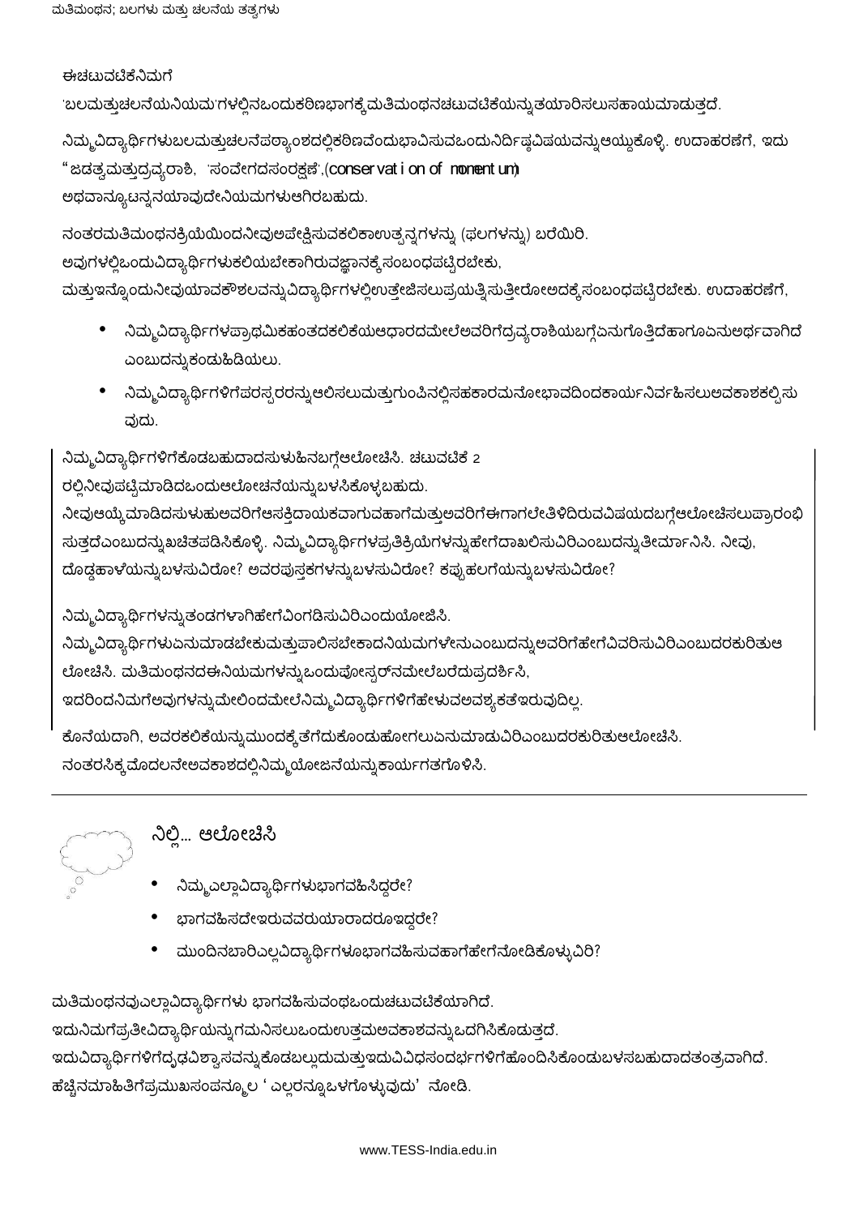ಈಚಟುವಟಿಕೆನಿಮಗೆ

'ಬಲಮತ್ತುಚಲನೆಯನಿಯಮ'ಗಳಲ್ಲಿನಒಂದುಕಠಿಣಭಾಗಕ್ಕೆಮತಿಮಂಥನಚಟುವಟಿಕೆಯನ್ನುತಯಾರಿಸಲುಸಹಾಯಮಾಡುತ್ತದೆ.

ನಿಮ್ಮವಿದ್ಯಾರ್ಥಿಗಳುಬಲಮತ್ತುಚಲನೆಪಠ್ಯಾಂಶದಲ್ಲಿಕಠಿಣವೆಂದುಭಾವಿಸುವಒಂದುನಿರ್ದಿಷ್ಟವಿಷಯವನ್ನುಆಯ್ದುಕೊಳ್ಳಿ. ಉದಾಹರಣೆಗೆ, ಇದು "ಜಡತ್ವಮತ್ತುದ್ರವ್ಯರಾಶಿ, 'ಸಂವೇಗದಸಂರಕ್ಷಣೆ',(conservation of momentum) ಅಥವಾನ್ಯೂಟನ್ನನಯಾವುದೇನಿಯಮಗಳುಆಗಿರಬಹುದು.

ನಂತರಮತಿಮಂಥನಕ್ರಿಯೆಯಿಂದನೀವುಅಪೇಕ್ಷಿಸುವಕಲಿಕಾಉತ್ಪನ್ನಗಳನ್ನು (ಫಲಗಳನ್ನು) ಬರೆಯಿರಿ. ಅವುಗಳಲ್ಲಿಒಂದುವಿದ್ಯಾರ್ಥಿಗಳುಕಲಿಯಬೇಕಾಗಿರುವಜ್ಞಾನಕ್ಕೆಸಂಬಂಧಪಟ್ಟಿರಬೇಕು, ಮತ್ತುಇನ್ನೊಂದುನೀವುಯಾವಕೌಶಲವನ್ನುವಿದ್ಯಾರ್ಥಿಗಳಲ್ಲಿಉತ್ತೇಜಿಸಲುಪ್ರಯತ್ನಿಸುತ್ತೀರೋಅದಕ್ಕೆಸಂಬಂಧಪಟ್ಟಿರಬೇಕು. ಉದಾಹರಣೆಗೆ,

- ನಿಮ್ಮವಿದ್ಯಾರ್ಥಿಗಳಪ್ರಾಥಮಿಕಹಂತದಕಲಿಕೆಯಆಧಾರದಮೇಲೆಅವರಿಗೆದ್ರವ್ಯರಾಶಿಯಬಗ್ಗೆಏನುಗೊತ್ತಿದೆಹಾಗೂಏನುಅರ್ಥವಾಗಿದೆಎಂಬುದನ್ನುಕಂಡುಹಿಡಿಯಲು.
- ನಿಮ್ಮವಿದ್ಯಾರ್ಥಿಗಳಿಗೆಪರಸ್ಪರರನ್ನುಆಲಿಸಲುಮತ್ತುಗುಂಪಿನಲ್ಲಿಸಹಕಾರಮನೋಭಾವದಿಂದಕಾರ್ಯನಿರ್ವಹಿಸಲುಅವಕಾಶಕಲ್ಪಿಸುವುದು.

ನಿಮ್ಮವಿದ್ಯಾರ್ಥಿಗಳಿಗೆಕೊಡಬಹುದಾದಸುಳುಹಿನಬಗ್ಗೆಆಲೋಚಿಸಿ. ಚಟುವಟಿಕೆ 2 ರಲ್ಲಿನೀವುಪಟ್ಟಿಮಾಡಿದಒಂದುಆಲೋಚನೆಯನ್ನುಬಳಸಿಕೊಳ್ಳಬಹುದು. ನೀವುಆಯ್ಕೆಮಾಡಿದಸುಳುಹುಅವರಿಗೆಆಸಕ್ತಿದಾಯಕವಾಗುವಹಾಗೆಮತ್ತುಅವರಿಗೆಈಗಾಗಲೇತಿಳಿದಿರುವವಿಷಯದಬಗ್ಗೆಆಲೋಚಿಸಲುಪ್ರಾರಂಭಿಸುತ್ತದೆಎಂಬುದನ್ನುಖಚಿತಪಡಿಸಿಕೊಳ್ಳಿ. ನಿಮ್ಮವಿದ್ಯಾರ್ಥಿಗಳಪ್ರತಿಕ್ರಿಯೆಗಳನ್ನುಹೇಗೆದಾಖಲಿಸುವಿರಿಎಂಬುದನ್ನುತೀರ್ಮಾನಿಸಿ. ನೀವು, ದೊಡ್ಡಹಾಳೆಯನ್ನುಬಳಸುವಿರೋ? ಅವರಪುಸ್ತಕಗಳನ್ನುಬಳಸುವಿರೋ? ಕಪ್ಪುಹಲಗೆಯನ್ನುಬಳಸುವಿರೋ?

ನಿಮ್ಮವಿದ್ಯಾರ್ಥಿಗಳನ್ನುತಂಡಗಳಾಗಿಹೇಗೆವಿಂಗಡಿಸುವಿರಿಎಂದುಯೋಜಿಸಿ. ನಿಮ್ಮವಿದ್ಯಾರ್ಥಿಗಳುಏನುಮಾಡಬೇಕುಮತ್ತುಪಾಲಿಸಬೇಕಾದನಿಯಮಗಳೇನುಎಂಬುದನ್ನುಅವರಿಗೆಹೇಗೆವಿವರಿಸುವಿರಿಎಂಬುದರಕುರಿತುಆಲೋಚಿಸಿ. ಮತಿಮಂಥನದಈನಿಯಮಗಳನ್ನುಒಂದುಪೋಸ್ಟರ್‌ನಮೇಲೆಬರೆದುಪ್ರದರ್ಶಿಸಿ, ಇದರಿಂದನಿಮಗೆಅವುಗಳನ್ನುಮೇಲಿಂದಮೇಲೆನಿಮ್ಮವಿದ್ಯಾರ್ಥಿಗಳಿಗೆಹೇಳುವಅವಶ್ಯಕತೆಇರುವುದಿಲ್ಲ.

ಕೊನೆಯದಾಗಿ, ಅವರಕಲಿಕೆಯನ್ನುಮುಂದಕ್ಕೆತೆಗೆದುಕೊಂಡುಹೋಗಲುಏನುಮಾಡುವಿರಿಎಂಬುದರಕುರಿತುಆಲೋಚಿಸಿ. ನಂತರಸಿಕ್ಕಮೊದಲನೇಅವಕಾಶದಲ್ಲಿನಿಮ್ಮಯೋಜನೆಯನ್ನುಕಾರ್ಯಗತಗೊಳಿಸಿ.

---

### ನಿಲ್ಲಿ... ಆಲೋಚಿಸಿ

- ನಿಮ್ಮಎಲ್ಲಾವಿದ್ಯಾರ್ಥಿಗಳುಭಾಗವಹಿಸಿದ್ದರೇ?
- ಭಾಗವಹಿಸದೇಇರುವವರುಯಾರಾದರೂಇದ್ದರೇ?
- ಮುಂದಿನಬಾರಿಎಲ್ಲವಿದ್ಯಾರ್ಥಿಗಳೂಭಾಗವಹಿಸುವಹಾಗೆಹೇಗೆನೋಡಿಕೊಳ್ಳುವಿರಿ?

ಮತಿಮಂಥನವುಎಲ್ಲಾವಿದ್ಯಾರ್ಥಿಗಳು ಭಾಗವಹಿಸುವಂಥಒಂದುಚಟುವಟಿಕೆಯಾಗಿದೆ. ಇದುನಿಮಗೆಪ್ರತೀವಿದ್ಯಾರ್ಥಿಯನ್ನುಗಮನಿಸಲುಒಂದುಉತ್ತಮಅವಕಾಶವನ್ನುಒದಗಿಸಿಕೊಡುತ್ತದೆ. ಇದುವಿದ್ಯಾರ್ಥಿಗಳಿಗೆದೃಢವಿಶ್ವಾಸವನ್ನುಕೊಡಬಲ್ಲದುಮತ್ತುಇದುವಿವಿಧಸಂದರ್ಭಗಳಿಗೆಹೊಂದಿಸಿಕೊಂಡುಬಳಸಬಹುದಾದತಂತ್ರವಾಗಿದೆ. ಹೆಚ್ಚಿನಮಾಹಿತಿಗೆಪ್ರಮುಖಸಂಪನ್ಮೂಲ ' ಎಲ್ಲರನ್ನೂಒಳಗೊಳ್ಳುವುದು' ನೋಡಿ.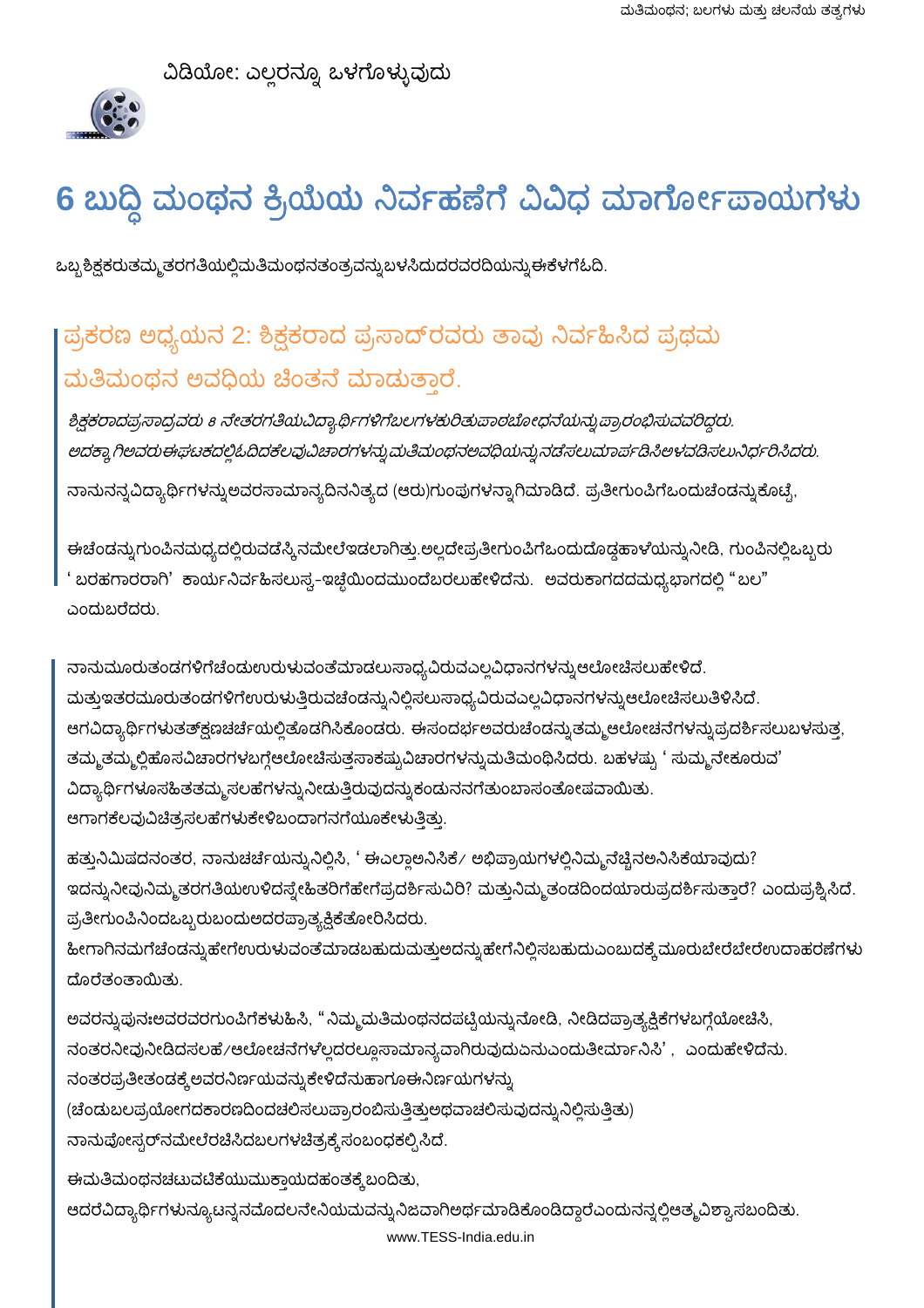ವಿಡಿಯೋ: ಎಲ್ಲರನ್ನೂ ಒಳಗೊಳ್ಳುವುದು

# 6 ಬುದ್ಧಿ ಮಂಥನ ಕ್ರಿಯೆಯ ನಿರ್ವಹಣೆಗೆ ವಿವಿಧ ಮಾರ್ಗೋಪಾಯಗಳು

ಒಬ್ಬಶಿಕ್ಷಕರುತಮ್ಮತರಗತಿಯಲ್ಲಿಮತಿಮಂಥನತಂತ್ರವನ್ನುಬಳಸಿದುದರವರದಿಯನ್ನುಈಕೆಳಗೆಓದಿ.

## ಪ್ರಕರಣ ಅಧ್ಯಯನ 2: ಶಿಕ್ಷಕರಾದ ಪ್ರಸಾದ್‌ರವರು ತಾವು ನಿರ್ವಹಿಸಿದ ಪ್ರಥಮ ಮತಿಮಂಥನ ಅವಧಿಯ ಚಿಂತನೆ ಮಾಡುತ್ತಾರೆ.

*ಶಿಕ್ಷಕರಾದಪ್ರಸಾದ್‌ರವರು 8 ನೇತರಗತಿಯವಿದ್ಯಾರ್ಥಿಗಳಿಗೆಬಲಗಳಕುರಿತುಪಾಠಬೋಧನೆಯನ್ನುಪ್ರಾರಂಭಿಸುವವರಿದ್ದರು. ಅದಕ್ಕಾಗಿಅವರುಈಘಟಕದಲ್ಲಿಓದಿದಕೆಲವುವಿಚಾರಗಳನ್ನುಮತಿಮಂಥನಅವಧಿಯನ್ನುನಡೆಸಲುಮಾರ್ಪಡಿಸಿಅಳವಡಿಸಲುನಿರ್ಧರಿಸಿದರು.*

ನಾನುನನ್ನವಿದ್ಯಾರ್ಥಿಗಳನ್ನುಅವರಸಾಮಾನ್ಯದಿನನಿತ್ಯದ (ಆರು)ಗುಂಪುಗಳನ್ನಾಗಿಮಾಡಿದೆ. ಪ್ರತೀಗುಂಪಿಗೆಒಂದುಚೆಂಡನ್ನುಕೊಟ್ಟೆ,

ಈಚೆಂಡನ್ನುಗುಂಪಿನಮಧ್ಯದಲ್ಲಿರುವಡೆಸ್ಕಿನಮೇಲೆಇಡಲಾಗಿತ್ತು.ಅಲ್ಲದೇಪ್ರತೀಗುಂಪಿಗೆಒಂದುದೊಡ್ಡಹಾಳೆಯನ್ನುನೀಡಿ, ಗುಂಪಿನಲ್ಲಿಒಬ್ಬರು ' ಬರಹಗಾರರಾಗಿ' ಕಾರ್ಯನಿರ್ವಹಿಸಲುಸ್ವ-ಇಚ್ಛೆಯಿಂದಮುಂದೆಬರಲುಹೇಳಿದೆನು. ಅವರುಕಾಗದದಮಧ್ಯಭಾಗದಲ್ಲಿ "ಬಲ" ಎಂದುಬರೆದರು.

ನಾನುಮೂರುತಂಡಗಳಿಗೆಚೆಂಡುಉರುಳುವಂತೆಮಾಡಲುಸಾಧ್ಯವಿರುವಎಲ್ಲವಿಧಾನಗಳನ್ನುಆಲೋಚಿಸಲುಹೇಳಿದೆ. ಮತ್ತುಇತರಮೂರುತಂಡಗಳಿಗೆಉರುಳುತ್ತಿರುವಚೆಂಡನ್ನುನಿಲ್ಲಿಸಲುಸಾಧ್ಯವಿರುವಎಲ್ಲವಿಧಾನಗಳನ್ನುಆಲೋಚಿಸಲುತಿಳಿಸಿದೆ. ಆಗವಿದ್ಯಾರ್ಥಿಗಳುತತ್‌ಕ್ಷಣಚರ್ಚೆಯಲ್ಲಿತೊಡಗಿಸಿಕೊಂಡರು. ಈಸಂದರ್ಭಅವರುಚೆಂಡನ್ನುತಮ್ಮಆಲೋಚನೆಗಳನ್ನುಪ್ರದರ್ಶಿಸಲುಬಳಸುತ್ತ, ತಮ್ಮತಮ್ಮಲ್ಲಿಹೊಸವಿಚಾರಗಳಬಗ್ಗೆಆಲೋಚಿಸುತ್ತಸಾಕಷ್ಟುವಿಚಾರಗಳನ್ನುಮತಿಮಂಥಿಸಿದರು. ಬಹಳಷ್ಟು ' ಸುಮ್ಮನೇಕೂರುವ' ವಿದ್ಯಾರ್ಥಿಗಳೂಸಹಿತತಮ್ಮಸಲಹೆಗಳನ್ನುನೀಡುತ್ತಿರುವುದನ್ನುಕಂಡುನನಗೆತುಂಬಾಸಂತೋಷವಾಯಿತು. ಆಗಾಗಕೆಲವುವಿಚಿತ್ರಸಲಹೆಗಳುಕೇಳಿಬಂದಾಗನಗೆಯೂಕೇಳುತ್ತಿತ್ತು.

ಹತ್ತುನಿಮಿಷದನಂತರ, ನಾನುಚರ್ಚೆಯನ್ನುನಿಲ್ಲಿಸಿ, ' ಈಎಲ್ಲಾಅನಿಸಿಕೆ/ ಅಭಿಪ್ರಾಯಗಳಲ್ಲಿನಿಮ್ಮನೆಚ್ಚಿನಅನಿಸಿಕೆಯಾವುದು? ಇದನ್ನುನೀವುನಿಮ್ಮತರಗತಿಯಉಳಿದಸ್ನೇಹಿತರಿಗೆಹೇಗೆಪ್ರದರ್ಶಿಸುವಿರಿ? ಮತ್ತುನಿಮ್ಮತಂಡದಿಂದಯಾರುಪ್ರದರ್ಶಿಸುತ್ತಾರೆ? ಎಂದುಪ್ರಶ್ನಿಸಿದೆ. ಪ್ರತೀಗುಂಪಿನಿಂದಒಬ್ಬರುಬಂದುಅದರಪ್ರಾತ್ಯಕ್ಷಿಕೆತೋರಿಸಿದರು. ಹೀಗಾಗಿನಮಗೆಚೆಂಡನ್ನುಹೇಗೆಉರುಳುವಂತೆಮಾಡಬಹುದುಮತ್ತುಅದನ್ನುಹೇಗೆನಿಲ್ಲಿಸಬಹುದುಎಂಬುದಕ್ಕೆಮೂರುಬೇರೆಬೇರೆಉದಾಹರಣೆಗಳು ದೊರೆತಂತಾಯಿತು.

ಅವರನ್ನುಪುನಃಅವರವರಗುಂಪಿಗೆಕಳುಹಿಸಿ, "ನಿಮ್ಮಮತಿಮಂಥನದಪಟ್ಟಿಯನ್ನುನೋಡಿ, ನೀಡಿದಪ್ರಾತ್ಯಕ್ಷಿಕೆಗಳಬಗ್ಗೆಯೋಚಿಸಿ, ನಂತರನೀವುನೀಡಿದಸಲಹೆ/ಆಲೋಚನೆಗಳೆಲ್ಲದರಲ್ಲೂಸಾಮಾನ್ಯವಾಗಿರುವುದುಏನುಎಂದುತೀರ್ಮಾನಿಸಿ' , ಎಂದುಹೇಳಿದೆನು. ನಂತರಪ್ರತೀತಂಡಕ್ಕೆಅವರನಿರ್ಣಯವನ್ನುಕೇಳಿದೆನುಹಾಗೂಈನಿರ್ಣಯಗಳನ್ನು (ಚೆಂಡುಬಲಪ್ರಯೋಗದಕಾರಣದಿಂದಚಲಿಸಲುಪ್ರಾರಂಭಿಸುತ್ತಿತ್ತುಅಥವಾಚಲಿಸುವುದನ್ನುನಿಲ್ಲಿಸುತ್ತಿತ್ತು) ನಾನುಪೋಸ್ಟರ್‌ನಮೇಲೆರಚಿಸಿದಬಲಗಳಚಿತ್ರಕ್ಕೆಸಂಬಂಧಕಲ್ಪಿಸಿದೆ.

ಈಮತಿಮಂಥನಚಟುವಟಿಕೆಯುಮುಕ್ತಾಯದಹಂತಕ್ಕೆಬಂದಿತು, ಆದರೆವಿದ್ಯಾರ್ಥಿಗಳುನ್ಯೂಟನ್ನನಮೊದಲನೇನಿಯಮವನ್ನುನಿಜವಾಗಿಅರ್ಥಮಾಡಿಕೊಂಡಿದ್ದಾರೆಎಂದುನನ್ನಲ್ಲಿಆತ್ಮವಿಶ್ವಾಸಬಂದಿತು.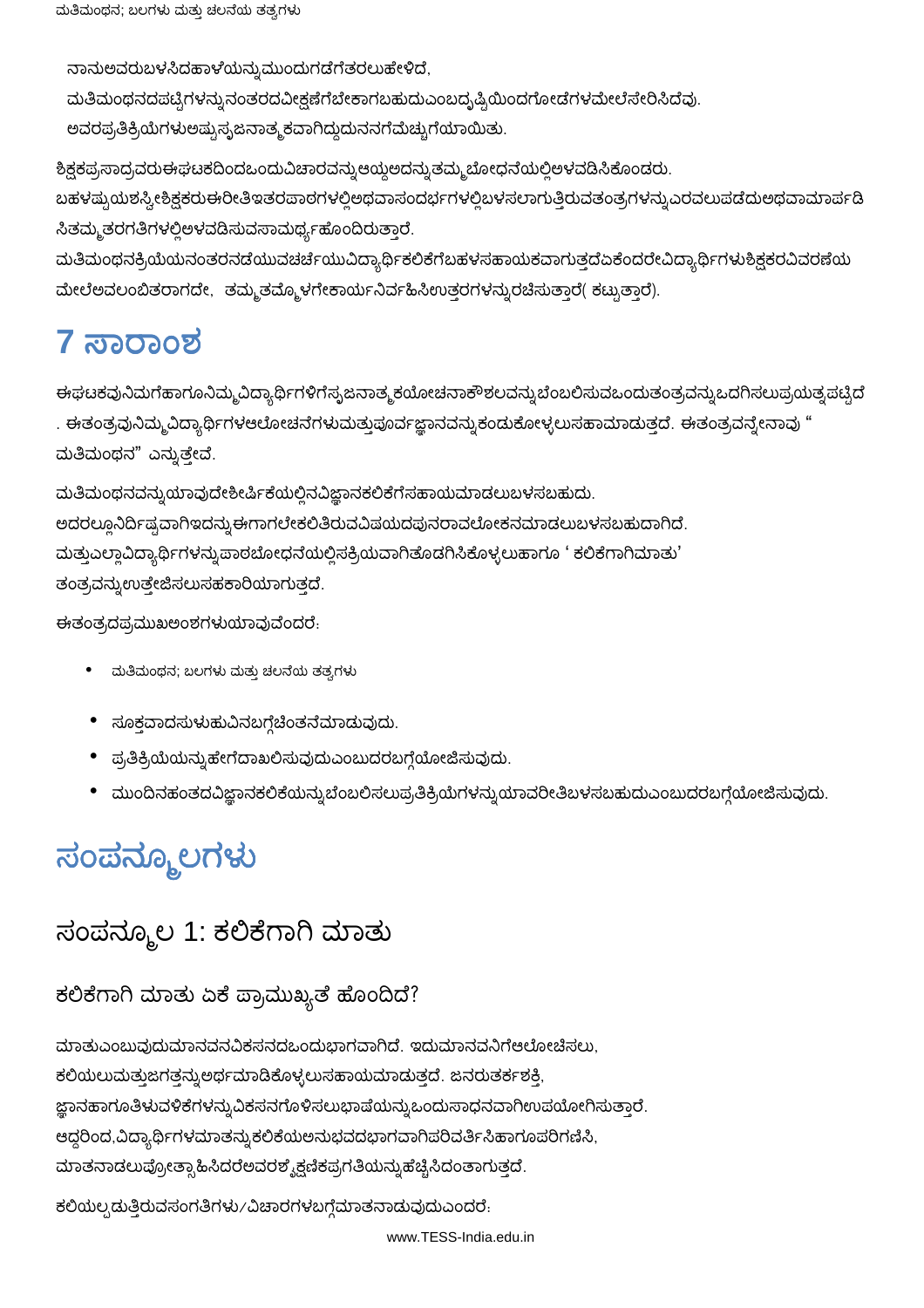ನಾನುಅವರುಬಳಸಿದಹಾಳೆಯನ್ನುಮುಂದುಗಡೆಗೆತರಲುಹೇಳಿದೆ,

ಮತಿಮಂಥನದಪಟ್ಟಿಗಳನ್ನುನಂತರದವೀಕ್ಷಣೆಗೆಬೇಕಾಗಬಹುದುಎಂಬದೃಷ್ಟಿಯಿಂದಗೋಡೆಗಳಮೇಲೆಸೇರಿಸಿದೆವು.

ಅವರಪ್ರತಿಕ್ರಿಯೆಗಳುಅಷ್ಟುಸೃಜನಾತ್ಮಕವಾಗಿದ್ದುದುನನಗೆಮೆಚ್ಚುಗೆಯಾಯಿತು.

ಶಿಕ್ಷಕಪ್ರಸಾದ್ರವರುಈಘಟಕದಿಂದಒಂದುವಿಚಾರವನ್ನುಆಯ್ದುಅದನ್ನುತಮ್ಮಬೋಧನೆಯಲ್ಲಿಅಳವಡಿಸಿಕೊಂಡರು. ಬಹಳಷ್ಟುಯಶಸ್ವೀಶಿಕ್ಷಕರುಈರೀತಿಇತರಪಾಠಗಳಲ್ಲಿಅಥವಾಸಂದರ್ಭಗಳಲ್ಲಿಬಳಸಲಾಗುತ್ತಿರುವತಂತ್ರಗಳನ್ನುಎರವಲುಪಡೆದುಅಥವಾಮಾರ್ಪಡಿಸಿತಮ್ಮತರಗತಿಗಳಲ್ಲಿಅಳವಡಿಸುವಸಾಮರ್ಥ್ಯಹೊಂದಿರುತ್ತಾರೆ. ಮತಿಮಂಥನಕ್ರಿಯೆಯನಂತರನಡೆಯುವಚರ್ಚೆಯುವಿದ್ಯಾರ್ಥಿಕಲಿಕೆಗೆಬಹಳಸಹಾಯಕವಾಗುತ್ತದೆಏಕೆಂದರೇವಿದ್ಯಾರ್ಥಿಗಳುಶಿಕ್ಷಕರವಿವರಣೆಯ ಮೇಲೆಅವಲಂಬಿತರಾಗದೇ, ತಮ್ಮತಮ್ಮೊಳಗೇಕಾರ್ಯನಿರ್ವಹಿಸಿಉತ್ತರಗಳನ್ನುರಚಿಸುತ್ತಾರೆ( ಕಟ್ಟುತ್ತಾರೆ).

# 7 ಸಾರಾಂಶ

ಈಘಟಕವುನಿಮಗೆಹಾಗೂನಿಮ್ಮವಿದ್ಯಾರ್ಥಿಗಳಿಗೆಸೃಜನಾತ್ಮಕಯೋಚನಾಕೌಶಲವನ್ನುಬೆಂಬಲಿಸುವಒಂದುತಂತ್ರವನ್ನುಒದಗಿಸಲುಪ್ರಯತ್ನಪಟ್ಟಿದೆ . ಈತಂತ್ರವುನಿಮ್ಮವಿದ್ಯಾರ್ಥಿಗಳಆಲೋಚನೆಗಳುಮತ್ತುಪೂರ್ವಜ್ಞಾನವನ್ನುಕಂಡುಕೋಳ್ಳಲುಸಹಾಮಾಡುತ್ತದೆ. ಈತಂತ್ರವನ್ನೇನಾವು “ ಮತಿಮಂಥನ” ಎನ್ನುತ್ತೇವೆ.

ಮತಿಮಂಥನವನ್ನುಯಾವುದೇಶೀರ್ಷಿಕೆಯಲ್ಲಿನವಿಜ್ಞಾನಕಲಿಕೆಗೆಸಹಾಯಮಾಡಲುಬಳಸಬಹುದು. ಅದರಲ್ಲೂನಿರ್ದಿಷ್ಟವಾಗಿಇದನ್ನುಈಗಾಗಲೇಕಲಿತಿರುವವಿಷಯದಪುನರಾವಲೋಕನಮಾಡಲುಬಳಸಬಹುದಾಗಿದೆ. ಮತ್ತುಎಲ್ಲಾವಿದ್ಯಾರ್ಥಿಗಳನ್ನುಪಾಠಬೋಧನೆಯಲ್ಲಿಸಕ್ರಿಯವಾಗಿತೊಡಗಿಸಿಕೊಳ್ಳಲುಹಾಗೂ ‘ ಕಲಿಕೆಗಾಗಿಮಾತು’ ತಂತ್ರವನ್ನುಉತ್ತೇಜಿಸಲುಸಹಕಾರಿಯಾಗುತ್ತದೆ.

ಈತಂತ್ರದಪ್ರಮುಖಅಂಶಗಳುಯಾವುವೆಂದರೆ:

- ಮತಿಮಂಥನ; ಬಲಗಳು ಮತ್ತು ಚಲನೆಯ ತತ್ವಗಳು
- ಸೂಕ್ತವಾದಸುಳುಹುವಿನಬಗ್ಗೆಚಿಂತನೆಮಾಡುವುದು.
- ಪ್ರತಿಕ್ರಿಯೆಯನ್ನುಹೇಗೆದಾಖಲಿಸುವುದುಎಂಬುದರಬಗ್ಗೆಯೋಜಿಸುವುದು.
- ಮುಂದಿನಹಂತದವಿಜ್ಞಾನಕಲಿಕೆಯನ್ನುಬೆಂಬಲಿಸಲುಪ್ರತಿಕ್ರಿಯೆಗಳನ್ನುಯಾವರೀತಿಬಳಸಬಹುದುಎಂಬುದರಬಗ್ಗೆಯೋಜಿಸುವುದು.

# ಸಂಪನ್ಮೂಲಗಳು

## ಸಂಪನ್ಮೂಲ 1: ಕಲಿಕೆಗಾಗಿ ಮಾತು

### ಕಲಿಕೆಗಾಗಿ ಮಾತು ಏಕೆ ಪ್ರಾಮುಖ್ಯತೆ ಹೊಂದಿದೆ?

ಮಾತುಎಂಬುವುದುಮಾನವನವಿಕಸನದಒಂದುಭಾಗವಾಗಿದೆ. ಇದುಮಾನವನಿಗೆಆಲೋಚಿಸಲು, ಕಲಿಯಲುಮತ್ತುಜಗತ್ತನ್ನುಅರ್ಥಮಾಡಿಕೊಳ್ಳಲುಸಹಾಯಮಾಡುತ್ತದೆ. ಜನರುತರ್ಕಶಕ್ತಿ, ಜ್ಞಾನಹಾಗೂತಿಳುವಳಿಕೆಗಳನ್ನುವಿಕಸನಗೊಳಿಸಲುಭಾಷೆಯನ್ನುಒಂದುಸಾಧನವಾಗಿಉಪಯೋಗಿಸುತ್ತಾರೆ. ಆದ್ದರಿಂದ,ವಿದ್ಯಾರ್ಥಿಗಳಮಾತನ್ನುಕಲಿಕೆಯಅನುಭವದಭಾಗವಾಗಿಪರಿವರ್ತಿಸಿಹಾಗೂಪರಿಗಣಿಸಿ, ಮಾತನಾಡಲುಪ್ರೋತ್ಸಾಹಿಸಿದರೆಅವರಶೈಕ್ಷಣಿಕಪ್ರಗತಿಯನ್ನುಹೆಚ್ಚಿಸಿದಂತಾಗುತ್ತದೆ.

ಕಲಿಯಲ್ಪಡುತ್ತಿರುವಸಂಗತಿಗಳು/ವಿಚಾರಗಳಬಗ್ಗೆಮಾತನಾಡುವುದುಎಂದರೆ: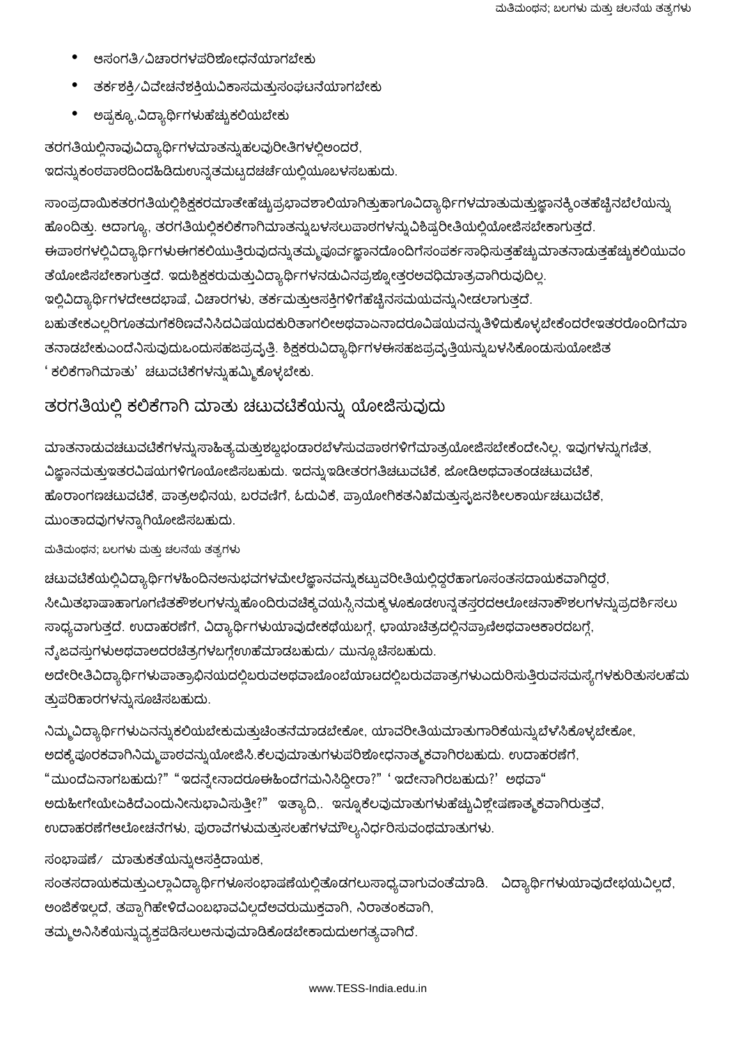- ಆಸಂಗತಿ/ವಿಚಾರಗಳಪರಿಶೋಧನೆಯಾಗಬೇಕು
- ತರ್ಕಶಕ್ತಿ/ವಿವೇಚನೆಶಕ್ತಿಯವಿಕಾಸಮತ್ತುಸಂಘಟನೆಯಾಗಬೇಕು
- ಅಷ್ಟಕ್ಕೂ,ವಿದ್ಯಾರ್ಥಿಗಳುಹೆಚ್ಚುಕಲಿಯಬೇಕು

ತರಗತಿಯಲ್ಲಿನಾವುವಿದ್ಯಾರ್ಥಿಗಳಮಾತನ್ನುಹಲವುರೀತಿಗಳಲ್ಲಿಅಂದರೆ, ಇದನ್ನುಕಂಠಪಾಠದಿಂದಹಿಡಿದುಉನ್ನತಮಟ್ಟದಚರ್ಚೆಯಲ್ಲಿಯೂಬಳಸಬಹುದು.

ಸಾಂಪ್ರದಾಯಿಕತರಗತಿಯಲ್ಲಿಶಿಕ್ಷಕರಮಾತೇಹೆಚ್ಚುಪ್ರಭಾವಶಾಲಿಯಾಗಿತ್ತುಹಾಗೂವಿದ್ಯಾರ್ಥಿಗಳಮಾತುಮತ್ತುಜ್ಞಾನಕ್ಕಿಂತಹೆಚ್ಚಿನಬೆಲೆಯನ್ನು ಹೊಂದಿತ್ತು. ಆದಾಗ್ಯೂ, ತರಗತಿಯಲ್ಲಿಕಲಿಕೆಗಾಗಿಮಾತನ್ನುಬಳಸಲುಪಾಠಗಳನ್ನುವಿಶಿಷ್ಟರೀತಿಯಲ್ಲಿಯೋಜಿಸಬೇಕಾಗುತ್ತದೆ. ಈಪಾಠಗಳಲ್ಲಿವಿದ್ಯಾರ್ಥಿಗಳುಈಗಕಲಿಯುತ್ತಿರುವುದನ್ನುತಮ್ಮಪೂರ್ವಜ್ಞಾನದೊಂದಿಗೆಸಂಪರ್ಕಸಾಧಿಸುತ್ತಹೆಚ್ಚುಮಾತನಾಡುತ್ತಹೆಚ್ಚುಕಲಿಯುವಂತೆಯೋಜಿಸಬೇಕಾಗುತ್ತದೆ. ಇದುಶಿಕ್ಷಕರುಮತ್ತುವಿದ್ಯಾರ್ಥಿಗಳನಡುವಿನಪ್ರಶ್ನೋತ್ತರಅವಧಿಮಾತ್ರವಾಗಿರುವುದಿಲ್ಲ. ಇಲ್ಲಿವಿದ್ಯಾರ್ಥಿಗಳದೇಆದಭಾಷೆ, ವಿಚಾರಗಳು, ತರ್ಕಮತ್ತುಆಸಕ್ತಿಗಳಿಗೆಹೆಚ್ಚಿನಸಮಯವನ್ನುನೀಡಲಾಗುತ್ತದೆ. ಬಹುತೇಕಎಲ್ಲರಿಗೂತಮಗೆಕಠಿಣವೆನಿಸಿದವಿಷಯದಕುರಿತಾಗಲೀಅಥವಾಏನಾದರೂವಿಷಯವನ್ನುತಿಳಿದುಕೊಳ್ಳಬೇಕೆಂದರೇಇತರರೊಂದಿಗೆಮಾತನಾಡಬೇಕುಎಂದೆನಿಸುವುದುಒಂದುಸಹಜಪ್ರವೃತ್ತಿ. ಶಿಕ್ಷಕರುವಿದ್ಯಾರ್ಥಿಗಳಈಸಹಜಪ್ರವೃತ್ತಿಯನ್ನುಬಳಸಿಕೊಂಡುಸುಯೋಜಿತ 'ಕಲಿಕೆಗಾಗಿಮಾತು' ಚಟುವಟಿಕೆಗಳನ್ನುಹಮ್ಮಿಕೊಳ್ಳಬೇಕು.

## ತರಗತಿಯಲ್ಲಿ ಕಲಿಕೆಗಾಗಿ ಮಾತು ಚಟುವಟಿಕೆಯನ್ನು ಯೋಜಿಸುವುದು

ಮಾತನಾಡುವಚಟುವಟಿಕೆಗಳನ್ನುಸಾಹಿತ್ಯಮತ್ತುಶಬ್ದಭಂಡಾರಬೆಳೆಸುವಪಾಠಗಳಿಗೆಮಾತ್ರಯೋಜಿಸಬೇಕೆಂದೇನಿಲ್ಲ, ಇವುಗಳನ್ನುಗಣಿತ, ವಿಜ್ಞಾನಮತ್ತುಇತರವಿಷಯಗಳಿಗೂಯೋಜಿಸಬಹುದು. ಇದನ್ನುಇಡೀತರಗತಿಚಟುವಟಿಕೆ, ಜೋಡಿಅಥವಾತಂಡಚಟುವಟಿಕೆ, ಹೊರಾಂಗಣಚಟುವಟಿಕೆ, ಪಾತ್ರಅಭಿನಯ, ಬರವಣಿಗೆ, ಓದುವಿಕೆ, ಪ್ರಾಯೋಗಿಕತನಿಖೆಮತ್ತುಸೃಜನಶೀಲಕಾರ್ಯಚಟುವಟಿಕೆ, ಮುಂತಾದವುಗಳನ್ನಾಗಿಯೋಜಿಸಬಹುದು.

ಚಟುವಟಿಕೆಯಲ್ಲಿವಿದ್ಯಾರ್ಥಿಗಳಹಿಂದಿನಅನುಭವಗಳಮೇಲೆಜ್ಞಾನವನ್ನುಕಟ್ಟುವರೀತಿಯಲ್ಲಿದ್ದರೆಹಾಗೂಸಂತಸದಾಯಕವಾಗಿದ್ದರೆ, ಸೀಮಿತಭಾಷಾಹಾಗೂಗಣಿತಕೌಶಲಗಳನ್ನುಹೊಂದಿರುವಚಿಕ್ಕವಯಸ್ಸಿನಮಕ್ಕಳೂಕೂಡಉನ್ನತಸ್ತರದಆಲೋಚನಾಕೌಶಲಗಳನ್ನುಪ್ರದರ್ಶಿಸಲು ಸಾಧ್ಯವಾಗುತ್ತದೆ. ಉದಾಹರಣೆಗೆ, ವಿದ್ಯಾರ್ಥಿಗಳುಯಾವುದೇಕಥೆಯಬಗ್ಗೆ, ಛಾಯಾಚಿತ್ರದಲ್ಲಿನಪ್ರಾಣಿಅಥವಾಆಕಾರದಬಗ್ಗೆ, ನೈಜವಸ್ತುಗಳುಅಥವಾಅದರಚಿತ್ರಗಳಬಗ್ಗೆಊಹೆಮಾಡಬಹುದು/ ಮುನ್ಸೂಚಿಸಬಹುದು. ಅದೇರೀತಿವಿದ್ಯಾರ್ಥಿಗಳುಪಾತ್ರಾಭಿನಯದಲ್ಲಿಬರುವಅಥವಾಬೊಂಬೆಯಾಟದಲ್ಲಿಬರುವಪಾತ್ರಗಳುಎದುರಿಸುತ್ತಿರುವಸಮಸ್ಯೆಗಳಕುರಿತುಸಲಹೆಮತ್ತುಪರಿಹಾರಗಳನ್ನುಸೂಚಿಸಬಹುದು.

ನಿಮ್ಮವಿದ್ಯಾರ್ಥಿಗಳುಏನನ್ನುಕಲಿಯಬೇಕುಮತ್ತುಚಿಂತನೆಮಾಡಬೇಕೋ, ಯಾವರೀತಿಯಮಾತುಗಾರಿಕೆಯನ್ನುಬೆಳೆಸಿಕೊಳ್ಳಬೇಕೋ, ಅದಕ್ಕೆಪೂರಕವಾಗಿನಿಮ್ಮಪಾಠವನ್ನುಯೋಜಿಸಿ.ಕೆಲವುಮಾತುಗಳುಪರಿಶೋಧನಾತ್ಮಕವಾಗಿರಬಹುದು. ಉದಾಹರಣೆಗೆ, "ಮುಂದೆಏನಾಗಬಹುದು?" "ಇದನ್ನೇನಾದರೂಈಹಿಂದೆಗಮನಿಸಿದ್ದೀರಾ?" 'ಇದೇನಾಗಿರಬಹುದು?' ಅಥವಾ" ಅದುಹೀಗೇಯೇಏಕಿದೆಎಂದುನೀನುಭಾವಿಸುತ್ತೀ?" ಇತ್ಯಾದಿ,. ಇನ್ನೂಕೆಲವುಮಾತುಗಳುಹೆಚ್ಚುವಿಶ್ಲೇಷಣಾತ್ಮಕವಾಗಿರುತ್ತವೆ, ಉದಾಹರಣೆಗೆಆಲೋಚನೆಗಳು, ಪುರಾವೆಗಳುಮತ್ತುಸಲಹೆಗಳಮೌಲ್ಯನಿರ್ಧರಿಸುವಂಥಮಾತುಗಳು.

ಸಂಭಾಷಣೆ/ ಮಾತುಕತೆಯನ್ನುಆಸಕ್ತಿದಾಯಕ, ಸಂತಸದಾಯಕಮತ್ತುಎಲ್ಲಾವಿದ್ಯಾರ್ಥಿಗಳೂಸಂಭಾಷಣೆಯಲ್ಲಿತೊಡಗಲುಸಾಧ್ಯವಾಗುವಂತೆಮಾಡಿ. ವಿದ್ಯಾರ್ಥಿಗಳುಯಾವುದೇಭಯವಿಲ್ಲದೆ, ಅಂಜಿಕೆಇಲ್ಲದೆ, ತಪ್ಪಾಗಿಹೇಳಿದೆಎಂಬಭಾವವಿಲ್ಲದೆಅವರುಮುಕ್ತವಾಗಿ, ನಿರಾತಂಕವಾಗಿ, ತಮ್ಮಅನಿಸಿಕೆಯನ್ನುವ್ಯಕ್ತಪಡಿಸಲುಅನುವುಮಾಡಿಕೊಡಬೇಕಾದುದುಅಗತ್ಯವಾಗಿದೆ.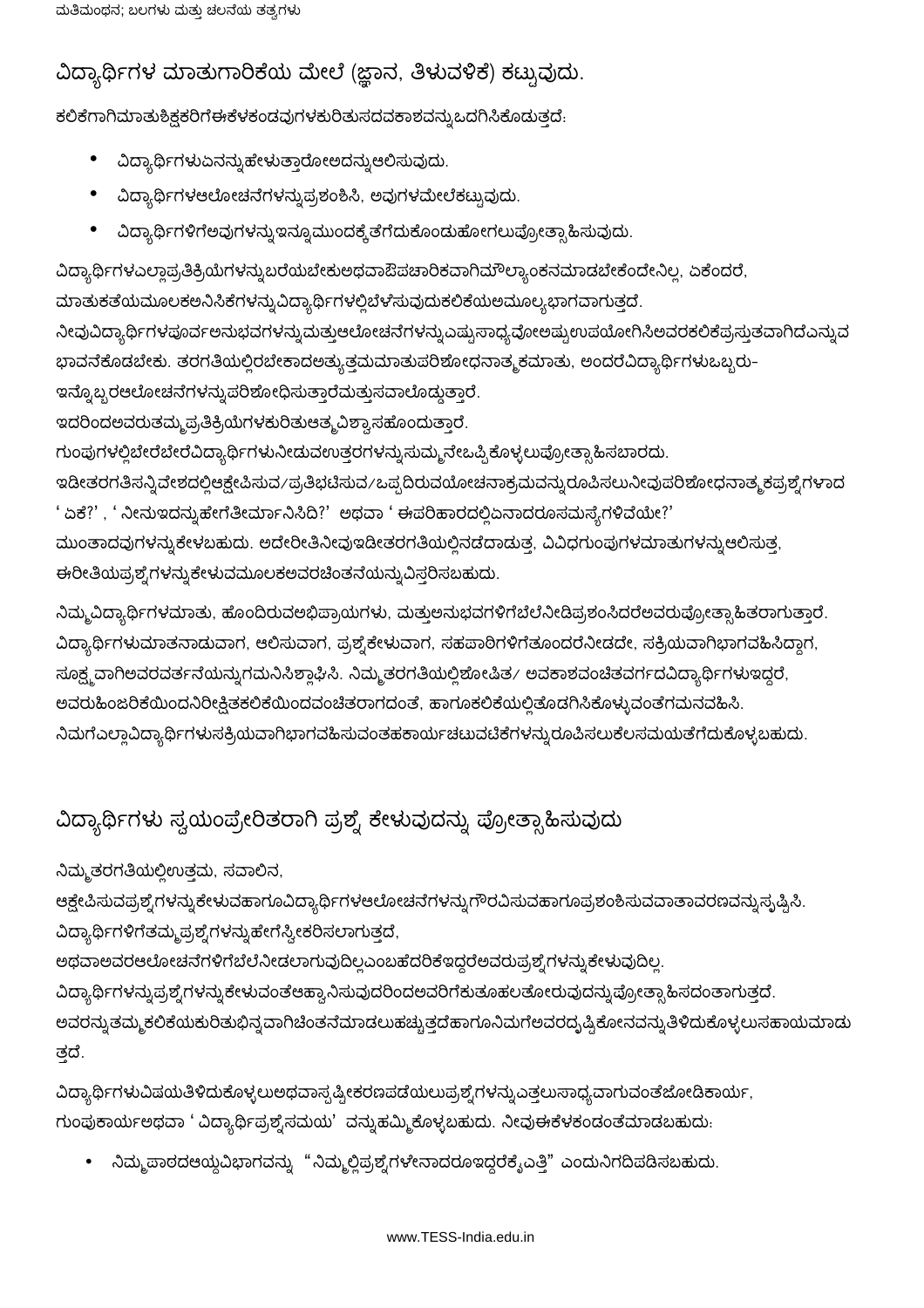## ವಿದ್ಯಾರ್ಥಿಗಳ ಮಾತುಗಾರಿಕೆಯ ಮೇಲೆ (ಜ್ಞಾನ, ತಿಳುವಳಿಕೆ) ಕಟ್ಟುವುದು.

ಕಲಿಕೆಗಾಗಿಮಾತುಶಿಕ್ಷಕರಿಗೆಈಕೆಳಕಂಡವುಗಳಕುರಿತುಸದವಕಾಶವನ್ನುಒದಗಿಸಿಕೊಡುತ್ತದೆ:

- ವಿದ್ಯಾರ್ಥಿಗಳುಏನನ್ನುಹೇಳುತ್ತಾರೋಅದನ್ನುಆಲಿಸುವುದು.
- ವಿದ್ಯಾರ್ಥಿಗಳಆಲೋಚನೆಗಳನ್ನುಪ್ರಶಂಶಿಸಿ, ಅವುಗಳಮೇಲೆಕಟ್ಟುವುದು.
- ವಿದ್ಯಾರ್ಥಿಗಳಿಗೆಅವುಗಳನ್ನುಇನ್ನೂಮುಂದಕ್ಕೆತೆಗೆದುಕೊಂಡುಹೋಗಲುಪ್ರೋತ್ಸಾಹಿಸುವುದು.

ವಿದ್ಯಾರ್ಥಿಗಳಎಲ್ಲಾಪ್ರತಿಕ್ರಿಯೆಗಳನ್ನುಬರೆಯಬೇಕುಅಥವಾಔಪಚಾರಿಕವಾಗಿಮೌಲ್ಯಾಂಕನಮಾಡಬೇಕೆಂದೇನಿಲ್ಲ, ಏಕೆಂದರೆ, ಮಾತುಕತೆಯಮೂಲಕಅನಿಸಿಕೆಗಳನ್ನುವಿದ್ಯಾರ್ಥಿಗಳಲ್ಲಿಬೆಳೆಸುವುದುಕಲಿಕೆಯಅಮೂಲ್ಯಭಾಗವಾಗುತ್ತದೆ. ನೀವುವಿದ್ಯಾರ್ಥಿಗಳಪೂರ್ವಅನುಭವಗಳನ್ನುಮತ್ತುಆಲೋಚನೆಗಳನ್ನುಎಷ್ಟುಸಾಧ್ಯವೋಅಷ್ಟುಉಪಯೋಗಿಸಿಅವರಕಲಿಕೆಪ್ರಸ್ತುತವಾಗಿದೆಎನ್ನುವ ಭಾವನೆಕೊಡಬೇಕು. ತರಗತಿಯಲ್ಲಿರಬೇಕಾದಅತ್ಯುತ್ತಮಮಾತುಪರಿಶೋಧನಾತ್ಮಕಮಾತು, ಅಂದರೆವಿದ್ಯಾರ್ಥಿಗಳುಒಬ್ಬರು-ಇನ್ನೊಬ್ಬರಆಲೋಚನೆಗಳನ್ನುಪರಿಶೋಧಿಸುತ್ತಾರೆಮತ್ತುಸವಾಲೊಡ್ಡುತ್ತಾರೆ. ಇದರಿಂದಅವರುತಮ್ಮಪ್ರತಿಕ್ರಿಯೆಗಳಕುರಿತುಆತ್ಮವಿಶ್ವಾಸಹೊಂದುತ್ತಾರೆ. ಗುಂಪುಗಳಲ್ಲಿಬೇರೆಬೇರೆವಿದ್ಯಾರ್ಥಿಗಳುನೀಡುವಉತ್ತರಗಳನ್ನುಸುಮ್ಮನೇಒಪ್ಪಿಕೊಳ್ಳಲುಪ್ರೋತ್ಸಾಹಿಸಬಾರದು. ಇಡೀತರಗತಿಸನ್ನಿವೇಶದಲ್ಲಿಆಕ್ಷೇಪಿಸುವ/ಪ್ರತಿಭಟಿಸುವ/ಒಪ್ಪದಿರುವಯೋಚನಾಕ್ರಮವನ್ನುರೂಪಿಸಲುನೀವುಪರಿಶೋಧನಾತ್ಮಕಪ್ರಶ್ನೆಗಳಾದ ' ಏಕೆ?' , ' ನೀನುಇದನ್ನುಹೇಗೆತೀರ್ಮಾನಿಸಿದಿ?' ಅಥವಾ ' ಈಪರಿಹಾರದಲ್ಲಿಏನಾದರೂಸಮಸ್ಯೆಗಳಿವೆಯೇ?' ಮುಂತಾದವುಗಳನ್ನುಕೇಳಬಹುದು. ಅದೇರೀತಿನೀವುಇಡೀತರಗತಿಯಲ್ಲಿನಡೆದಾಡುತ್ತ, ವಿವಿಧಗುಂಪುಗಳಮಾತುಗಳನ್ನುಆಲಿಸುತ್ತ, ಈರೀತಿಯಪ್ರಶ್ನೆಗಳನ್ನುಕೇಳುವಮೂಲಕಅವರಚಿಂತನೆಯನ್ನುವಿಸ್ತರಿಸಬಹುದು.

ನಿಮ್ಮವಿದ್ಯಾರ್ಥಿಗಳಮಾತು, ಹೊಂದಿರುವಅಭಿಪ್ರಾಯಗಳು, ಮತ್ತುಅನುಭವಗಳಿಗೆಬೆಲೆನೀಡಿಪ್ರಶಂಸಿದರೆಅವರುಪ್ರೋತ್ಸಾಹಿತರಾಗುತ್ತಾರೆ. ವಿದ್ಯಾರ್ಥಿಗಳುಮಾತನಾಡುವಾಗ, ಆಲಿಸುವಾಗ, ಪ್ರಶ್ನೆಕೇಳುವಾಗ, ಸಹಪಾಠಿಗಳಿಗೆತೊಂದರೆನೀಡದೇ, ಸಕ್ರಿಯವಾಗಿಭಾಗವಹಿಸಿದ್ದಾಗ, ಸೂಕ್ಷ್ಮವಾಗಿಅವರವರ್ತನೆಯನ್ನುಗಮನಿಸಿಶ್ಲಾಘಿಸಿ. ನಿಮ್ಮತರಗತಿಯಲ್ಲಿಶೋಷಿತ/ ಅವಕಾಶವಂಚಿತವರ್ಗದವಿದ್ಯಾರ್ಥಿಗಳುಇದ್ದರೆ, ಅವರುಹಿಂಜರಿಕೆಯಿಂದನಿರೀಕ್ಷಿತಕಲಿಕೆಯಿಂದವಂಚಿತರಾಗದಂತೆ, ಹಾಗೂಕಲಿಕೆಯಲ್ಲಿತೊಡಗಿಸಿಕೊಳ್ಳುವಂತೆಗಮನವಹಿಸಿ. ನಿಮಗೆಎಲ್ಲಾವಿದ್ಯಾರ್ಥಿಗಳುಸಕ್ರಿಯವಾಗಿಭಾಗವಹಿಸುವಂತಹಕಾರ್ಯಚಟುವಟಿಕೆಗಳನ್ನುರೂಪಿಸಲುಕೆಲಸಮಯತೆಗೆದುಕೊಳ್ಳಬಹುದು.

## ವಿದ್ಯಾರ್ಥಿಗಳು ಸ್ವಯಂಪ್ರೇರಿತರಾಗಿ ಪ್ರಶ್ನೆ ಕೇಳುವುದನ್ನು ಪ್ರೋತ್ಸಾಹಿಸುವುದು

ನಿಮ್ಮತರಗತಿಯಲ್ಲಿಉತ್ತಮ, ಸವಾಲಿನ, ಆಕ್ಷೇಪಿಸುವಪ್ರಶ್ನೆಗಳನ್ನುಕೇಳುವಹಾಗೂವಿದ್ಯಾರ್ಥಿಗಳಆಲೋಚನೆಗಳನ್ನುಗೌರವಿಸುವಹಾಗೂಪ್ರಶಂಶಿಸುವವಾತಾವರಣವನ್ನುಸೃಷ್ಟಿಸಿ. ವಿದ್ಯಾರ್ಥಿಗಳಿಗೆತಮ್ಮಪ್ರಶ್ನೆಗಳನ್ನುಹೇಗೆಸ್ವೀಕರಿಸಲಾಗುತ್ತದೆ, ಅಥವಾಅವರಆಲೋಚನೆಗಳಿಗೆಬೆಲೆನೀಡಲಾಗುವುದಿಲ್ಲಎಂಬಹೆದರಿಕೆಇದ್ದರೆಅವರುಪ್ರಶ್ನೆಗಳನ್ನುಕೇಳುವುದಿಲ್ಲ. ವಿದ್ಯಾರ್ಥಿಗಳನ್ನುಪ್ರಶ್ನೆಗಳನ್ನುಕೇಳುವಂತೆಆಹ್ವಾನಿಸುವುದರಿಂದಅವರಿಗೆಕುತೂಹಲತೋರುವುದನ್ನುಪ್ರೋತ್ಸಾಹಿಸಿದಂತಾಗುತ್ತದೆ. ಅವರನ್ನುತಮ್ಮಕಲಿಕೆಯಕುರಿತುಭಿನ್ನವಾಗಿಚಿಂತನೆಮಾಡಲುಹಚ್ಚುತ್ತದೆಹಾಗೂನಿಮಗೆಅವರದೃಷ್ಟಿಕೋನವನ್ನುತಿಳಿದುಕೊಳ್ಳಲುಸಹಾಯಮಾಡುತ್ತದೆ.

ವಿದ್ಯಾರ್ಥಿಗಳುವಿಷಯತಿಳಿದುಕೊಳ್ಳಲುಅಥವಾಸ್ಪಷ್ಟೀಕರಣಪಡೆಯಲುಪ್ರಶ್ನೆಗಳನ್ನುಎತ್ತಲುಸಾಧ್ಯವಾಗುವಂತೆಜೋಡಿಕಾರ್ಯ, ಗುಂಪುಕಾರ್ಯಅಥವಾ ' ವಿದ್ಯಾರ್ಥಿಪ್ರಶ್ನೆಸಮಯ' ವನ್ನುಹಮ್ಮಿಕೊಳ್ಳಬಹುದು. ನೀವುಈಕೆಳಕಂಡಂತೆಮಾಡಬಹುದು:

- ನಿಮ್ಮಪಾಠದಆಯ್ದವಿಭಾಗವನ್ನು "ನಿಮ್ಮಲ್ಲಿಪ್ರಶ್ನೆಗಳೇನಾದರೂಇದ್ದರೆಕೈಎತ್ತಿ" ಎಂದುನಿಗದಿಪಡಿಸಬಹುದು.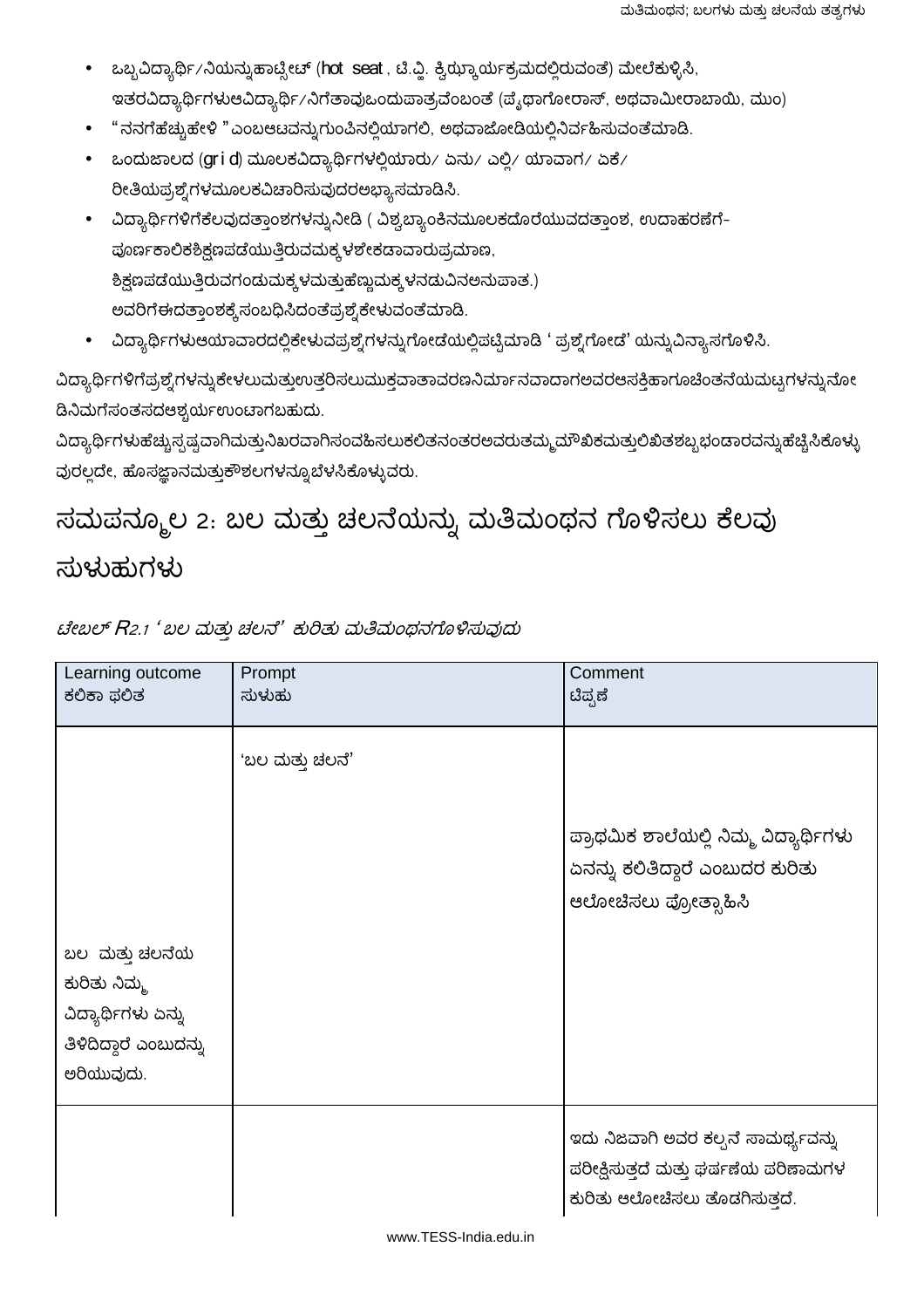- ಒಬ್ಬವಿದ್ಯಾರ್ಥಿ/ನಿಯನ್ನುಹಾಟ್ಸೀಟ್ (hot seat , ಟಿ.ವ್ಹಿ. ಕ್ವಿಝ್ಕಾರ್ಯಕ್ರಮದಲ್ಲಿರುವಂತೆ) ಮೇಲೆಕುಳ್ಳಿಸಿ, ಇತರವಿದ್ಯಾರ್ಥಿಗಳುಆವಿದ್ಯಾರ್ಥಿ/ನಿಗೆತಾವುಒಂದುಪಾತ್ರವೆಂಬಂತೆ (ಪೈಥಾಗೋರಾಸ್, ಅಥವಾಮೀರಾಬಾಯಿ, ಮುಂ)
- "ನನಗೆಹೆಚ್ಚುಹೇಳಿ "ಎಂಬಆಟವನ್ನುಗುಂಪಿನಲ್ಲಿಯಾಗಲಿ, ಅಥವಾಜೋಡಿಯಲ್ಲಿನಿರ್ವಹಿಸುವಂತೆಮಾಡಿ.
- ಒಂದುಜಾಲದ (grid) ಮೂಲಕವಿದ್ಯಾರ್ಥಿಗಳಲ್ಲಿಯಾರು/ ಏನು/ ಎಲ್ಲಿ/ ಯಾವಾಗ/ ಏಕೆ/ ರೀತಿಯಪ್ರಶ್ನೆಗಳಮೂಲಕವಿಚಾರಿಸುವುದರಅಭ್ಯಾಸಮಾಡಿಸಿ.
- ವಿದ್ಯಾರ್ಥಿಗಳಿಗೆಕೆಲವುದತ್ತಾಂಶಗಳನ್ನುನೀಡಿ ( ವಿಶ್ವಬ್ಯಾಂಕಿನಮೂಲಕದೊರೆಯುವದತ್ತಾಂಶ, ಉದಾಹರಣೆಗೆ- ಪೂರ್ಣಕಾಲಿಕಶಿಕ್ಷಣಪಡೆಯುತ್ತಿರುವಮಕ್ಕಳಶೇಕಡಾವಾರುಪ್ರಮಾಣ, ಶಿಕ್ಷಣಪಡೆಯುತ್ತಿರುವಗಂಡುಮಕ್ಕಳಮತ್ತುಹೆಣ್ಣುಮಕ್ಕಳನಡುವಿನಅನುಪಾತ.) ಅವರಿಗೆಈದತ್ತಾಂಶಕ್ಕೆಸಂಬಧಿಸಿದಂತೆಪ್ರಶ್ನೆಕೇಳುವಂತೆಮಾಡಿ.
- ವಿದ್ಯಾರ್ಥಿಗಳುಆಯಾವಾರದಲ್ಲಿಕೇಳುವಪ್ರಶ್ನೆಗಳನ್ನುಗೋಡೆಯಲ್ಲಿಪಟ್ಟಿಮಾಡಿ ' ಪ್ರಶ್ನೆಗೋಡೆ' ಯನ್ನುವಿನ್ಯಾಸಗೊಳಿಸಿ.

ವಿದ್ಯಾರ್ಥಿಗಳಿಗೆಪ್ರಶ್ನೆಗಳನ್ನುಕೇಳಲುಮತ್ತುಉತ್ತರಿಸಲುಮುಕ್ತವಾತಾವರಣನಿರ್ಮಾನವಾದಾಗಅವರಆಸಕ್ತಿಹಾಗೂಚಿಂತನೆಯಮಟ್ಟಗಳನ್ನುನೋಡಿನಿಮಗೆಸಂತಸದಆಶ್ಚರ್ಯಉಂಟಾಗಬಹುದು.

ವಿದ್ಯಾರ್ಥಿಗಳುಹೆಚ್ಚುಸ್ಪಷ್ಟವಾಗಿಮತ್ತುನಿಖರವಾಗಿಸಂವಹಿಸಲುಕಲಿತನಂತರಅವರುತಮ್ಮಮೌಖಿಕಮತ್ತುಲಿಖಿತಶಬ್ಧಭಂಡಾರವನ್ನುಹೆಚ್ಚಿಸಿಕೊಳ್ಳುವುರಲ್ಲದೇ, ಹೊಸಜ್ಞಾನಮತ್ತುಕೌಶಲಗಳನ್ನೂಬೆಳಸಿಕೊಳ್ಳುವರು.

# ಸಮಪನ್ಮೂಲ 2: ಬಲ ಮತ್ತು ಚಲನೆಯನ್ನು ಮತಿಮಂಥನ ಗೊಳಿಸಲು ಕೆಲವು ಸುಳುಹುಗಳು

*ಟೇಬಲ್ R2.1 ' ಬಲ ಮತ್ತು ಚಲನೆ' ಕುರಿತು ಮತಿಮಂಥನಗೊಳಿಸುವುದು*

| Learning outcome<br>ಕಲಿಕಾ ಫಲಿತ | Prompt<br>ಸುಳುಹು | Comment<br>ಟಿಪ್ಪಣಿ |
|---|---|---|
| ಬಲ ಮತ್ತು ಚಲನೆಯ ಕುರಿತು ನಿಮ್ಮ ವಿದ್ಯಾರ್ಥಿಗಳು ಏನ್ನು ತಿಳಿದಿದ್ದಾರೆ ಎಂಬುದನ್ನು ಅರಿಯುವುದು. | 'ಬಲ ಮತ್ತು ಚಲನೆ' | ಪ್ರಾಥಮಿಕ ಶಾಲೆಯಲ್ಲಿ ನಿಮ್ಮ ವಿದ್ಯಾರ್ಥಿಗಳು ಏನನ್ನು ಕಲಿತಿದ್ದಾರೆ ಎಂಬುದರ ಕುರಿತು ಆಲೋಚಿಸಲು ಪ್ರೋತ್ಸಾಹಿಸಿ |
| | | ಇದು ನಿಜವಾಗಿ ಅವರ ಕಲ್ಪನೆ ಸಾಮರ್ಥ್ಯವನ್ನು ಪರೀಕ್ಷಿಸುತ್ತದೆ ಮತ್ತು ಘರ್ಷಣೆಯ ಪರಿಣಾಮಗಳ ಕುರಿತು ಆಲೋಚಿಸಲು ತೊಡಗಿಸುತ್ತದೆ. |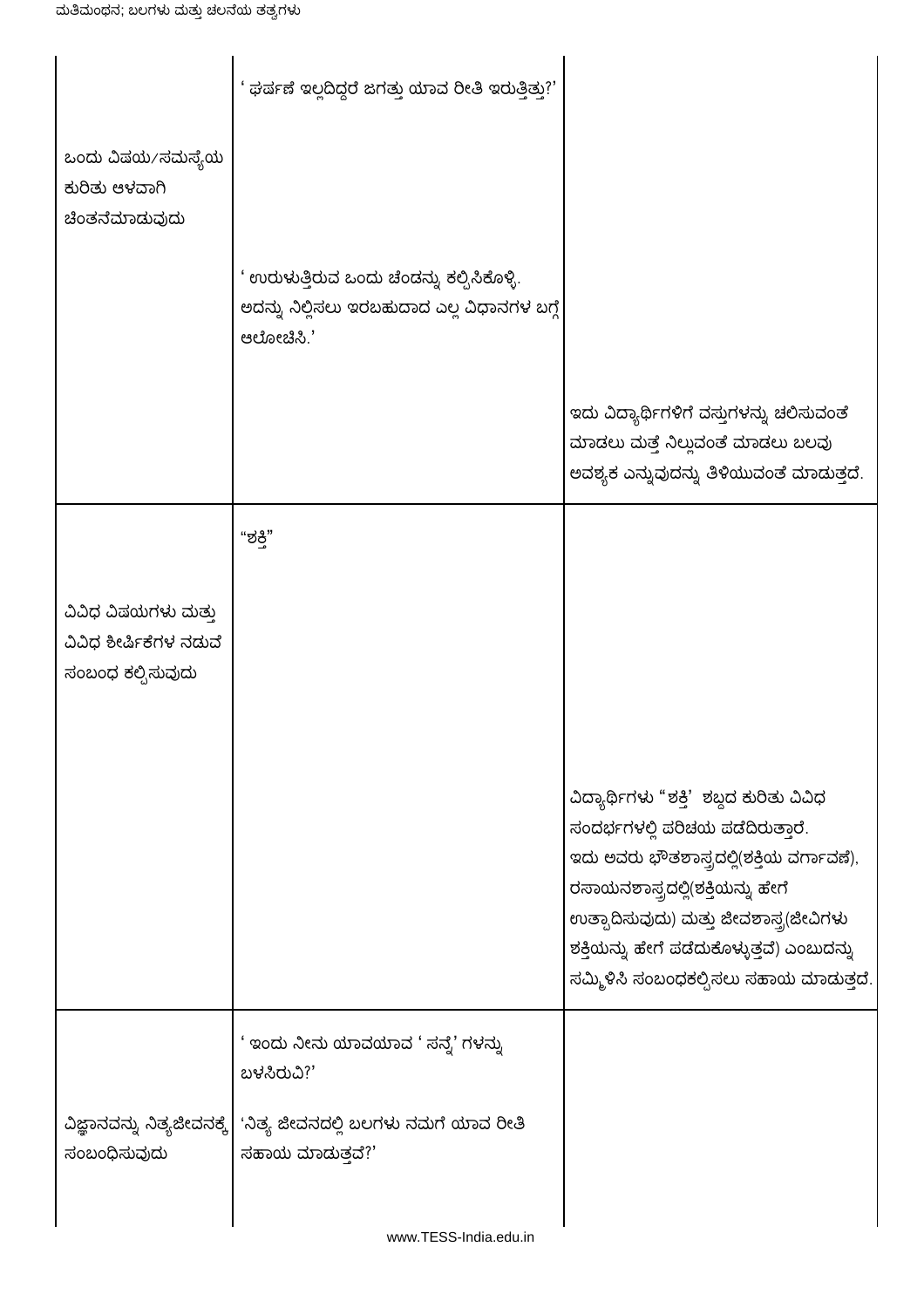| | | |
|---|---|---|
| ಒಂದು ವಿಷಯ/ಸಮಸ್ಯೆಯ ಕುರಿತು ಆಳವಾಗಿ ಚಿಂತನೆಮಾಡುವುದು | ' ಘರ್ಷಣೆ ಇಲ್ಲದಿದ್ದರೆ ಜಗತ್ತು ಯಾವ ರೀತಿ ಇರುತ್ತಿತ್ತು?'<br><br>' ಉರುಳುತ್ತಿರುವ ಒಂದು ಚೆಂಡನ್ನು ಕಲ್ಪಿಸಿಕೊಳ್ಳಿ. ಅದನ್ನು ನಿಲ್ಲಿಸಲು ಇರಬಹುದಾದ ಎಲ್ಲ ವಿಧಾನಗಳ ಬಗ್ಗೆ ಆಲೋಚಿಸಿ.' | ಇದು ವಿದ್ಯಾರ್ಥಿಗಳಿಗೆ ವಸ್ತುಗಳನ್ನು ಚಲಿಸುವಂತೆ ಮಾಡಲು ಮತ್ತೆ ನಿಲ್ಲುವಂತೆ ಮಾಡಲು ಬಲವು ಅವಶ್ಯಕ ಎನ್ನುವುದನ್ನು ತಿಳಿಯುವಂತೆ ಮಾಡುತ್ತದೆ. |
| ವಿವಿಧ ವಿಷಯಗಳು ಮತ್ತು ವಿವಿಧ ಶೀರ್ಷಿಕೆಗಳ ನಡುವೆ ಸಂಬಂಧ ಕಲ್ಪಿಸುವುದು | "ಶಕ್ತಿ" | ವಿದ್ಯಾರ್ಥಿಗಳು "ಶಕ್ತಿ' ಶಬ್ದದ ಕುರಿತು ವಿವಿಧ ಸಂದರ್ಭಗಳಲ್ಲಿ ಪರಿಚಯ ಪಡೆದಿರುತ್ತಾರೆ. ಇದು ಅವರು ಭೌತಶಾಸ್ತ್ರದಲ್ಲಿ(ಶಕ್ತಿಯ ವರ್ಗಾವಣೆ), ರಸಾಯನಶಾಸ್ತ್ರದಲ್ಲಿ(ಶಕ್ತಿಯನ್ನು ಹೇಗೆ ಉತ್ಪಾದಿಸುವುದು) ಮತ್ತು ಜೀವಶಾಸ್ತ್ರ(ಜೀವಿಗಳು ಶಕ್ತಿಯನ್ನು ಹೇಗೆ ಪಡೆದುಕೊಳ್ಳುತ್ತವೆ) ಎಂಬುದನ್ನು ಸಮ್ಮಿಳಿಸಿ ಸಂಬಂಧಕಲ್ಪಿಸಲು ಸಹಾಯ ಮಾಡುತ್ತದೆ. |
| ವಿಜ್ಞಾನವನ್ನು ನಿತ್ಯಜೀವನಕ್ಕೆ ಸಂಬಂಧಿಸುವುದು | ' ಇಂದು ನೀನು ಯಾವಯಾವ ' ಸನ್ನೆ' ಗಳನ್ನು ಬಳಸಿರುವಿ?'<br><br>'ನಿತ್ಯ ಜೀವನದಲ್ಲಿ ಬಲಗಳು ನಮಗೆ ಯಾವ ರೀತಿ ಸಹಾಯ ಮಾಡುತ್ತವೆ?' | |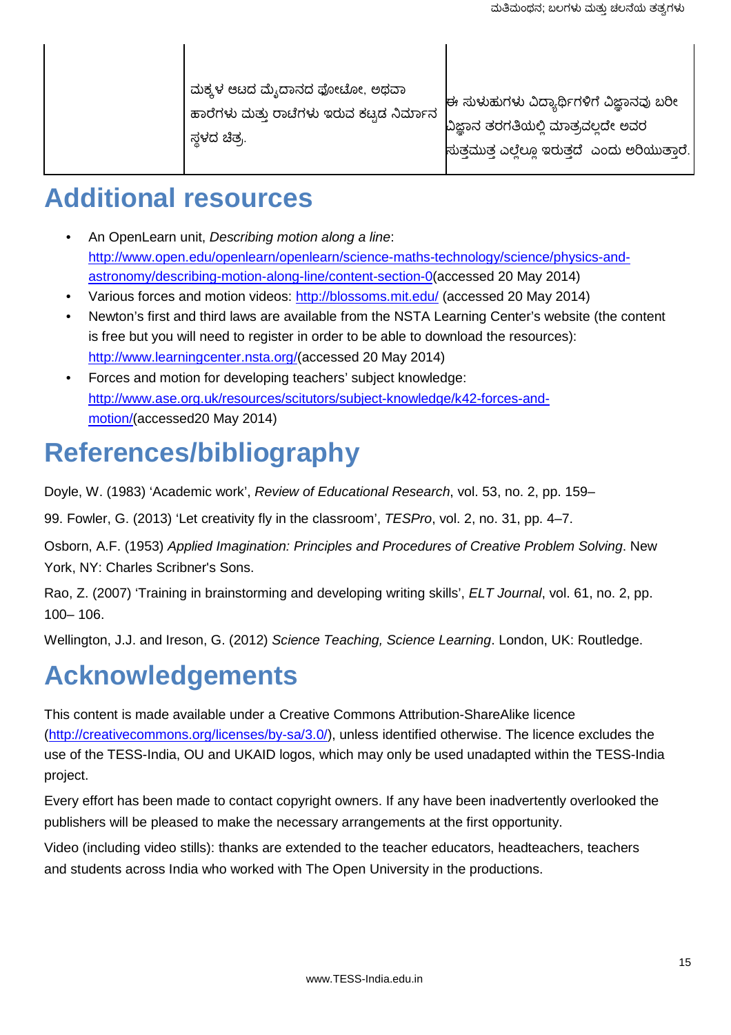| | | |
|---|---|---|
| | ಮಕ್ಕಳ ಆಟದ ಮೈದಾನದ ಫೋಟೋ, ಅಥವಾ ಹಾರೆಗಳು ಮತ್ತು ರಾಟೆಗಳು ಇರುವ ಕಟ್ಟಡ ನಿರ್ಮಾನ ಸ್ಥಳದ ಚಿತ್ರ. | ಈ ಸುಳುಹುಗಳು ವಿದ್ಯಾರ್ಥಿಗಳಿಗೆ ವಿಜ್ಞಾನವು ಬರೀ ವಿಜ್ಞಾನ ತರಗತಿಯಲ್ಲಿ ಮಾತ್ರವಲ್ಲದೇ ಅವರ ಸುತ್ತಮುತ್ತ ಎಲ್ಲೆಲ್ಲೂ ಇರುತ್ತದೆ ಎಂದು ಅರಿಯುತ್ತಾರೆ. |

# Additional resources

- An OpenLearn unit, *Describing motion along a line*: http://www.open.edu/openlearn/openlearn/science-maths-technology/science/physics-and-astronomy/describing-motion-along-line/content-section-0(accessed 20 May 2014)
- Various forces and motion videos: http://blossoms.mit.edu/ (accessed 20 May 2014)
- Newton's first and third laws are available from the NSTA Learning Center's website (the content is free but you will need to register in order to be able to download the resources): http://www.learningcenter.nsta.org/(accessed 20 May 2014)
- Forces and motion for developing teachers' subject knowledge: http://www.ase.org.uk/resources/scitutors/subject-knowledge/k42-forces-and-motion/(accessed20 May 2014)

# References/bibliography

Doyle, W. (1983) 'Academic work', *Review of Educational Research*, vol. 53, no. 2, pp. 159–

99. Fowler, G. (2013) 'Let creativity fly in the classroom', *TESPro*, vol. 2, no. 31, pp. 4–7.

Osborn, A.F. (1953) *Applied Imagination: Principles and Procedures of Creative Problem Solving*. New York, NY: Charles Scribner's Sons.

Rao, Z. (2007) 'Training in brainstorming and developing writing skills', *ELT Journal*, vol. 61, no. 2, pp. 100– 106.

Wellington, J.J. and Ireson, G. (2012) *Science Teaching, Science Learning*. London, UK: Routledge.

# Acknowledgements

This content is made available under a Creative Commons Attribution-ShareAlike licence (http://creativecommons.org/licenses/by-sa/3.0/), unless identified otherwise. The licence excludes the use of the TESS-India, OU and UKAID logos, which may only be used unadapted within the TESS-India project.

Every effort has been made to contact copyright owners. If any have been inadvertently overlooked the publishers will be pleased to make the necessary arrangements at the first opportunity.

Video (including video stills): thanks are extended to the teacher educators, headteachers, teachers and students across India who worked with The Open University in the productions.